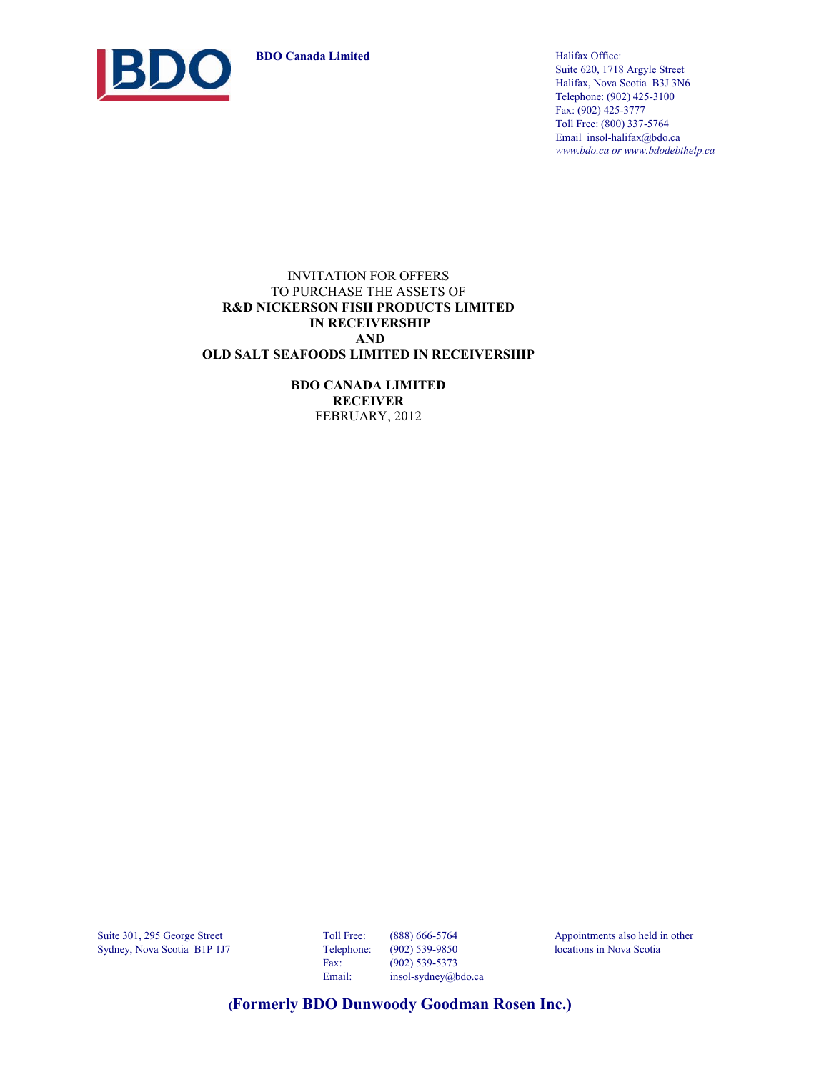**BDO Canada Limited**

Halifax Office:
Suite 620, 1718 Argyle Street
Halifax, Nova Scotia B3J 3N6
Telephone: (902) 425-3100
Fax: (902) 425-3777
Toll Free: (800) 337-5764
Email insol-halifax@bdo.ca
*www.bdo.ca or www.bdodebthelp.ca*

INVITATION FOR OFFERS
TO PURCHASE THE ASSETS OF
**R&D NICKERSON FISH PRODUCTS LIMITED**
**IN RECEIVERSHIP**
**AND**
**OLD SALT SEAFOODS LIMITED IN RECEIVERSHIP**

**BDO CANADA LIMITED**
**RECEIVER**
FEBRUARY, 2012

Suite 301, 295 George Street
Sydney, Nova Scotia B1P 1J7

Toll Free: (888) 666-5764
Telephone: (902) 539-9850
Fax: (902) 539-5373
Email: insol-sydney@bdo.ca

Appointments also held in other locations in Nova Scotia

**(Formerly BDO Dunwoody Goodman Rosen Inc.)**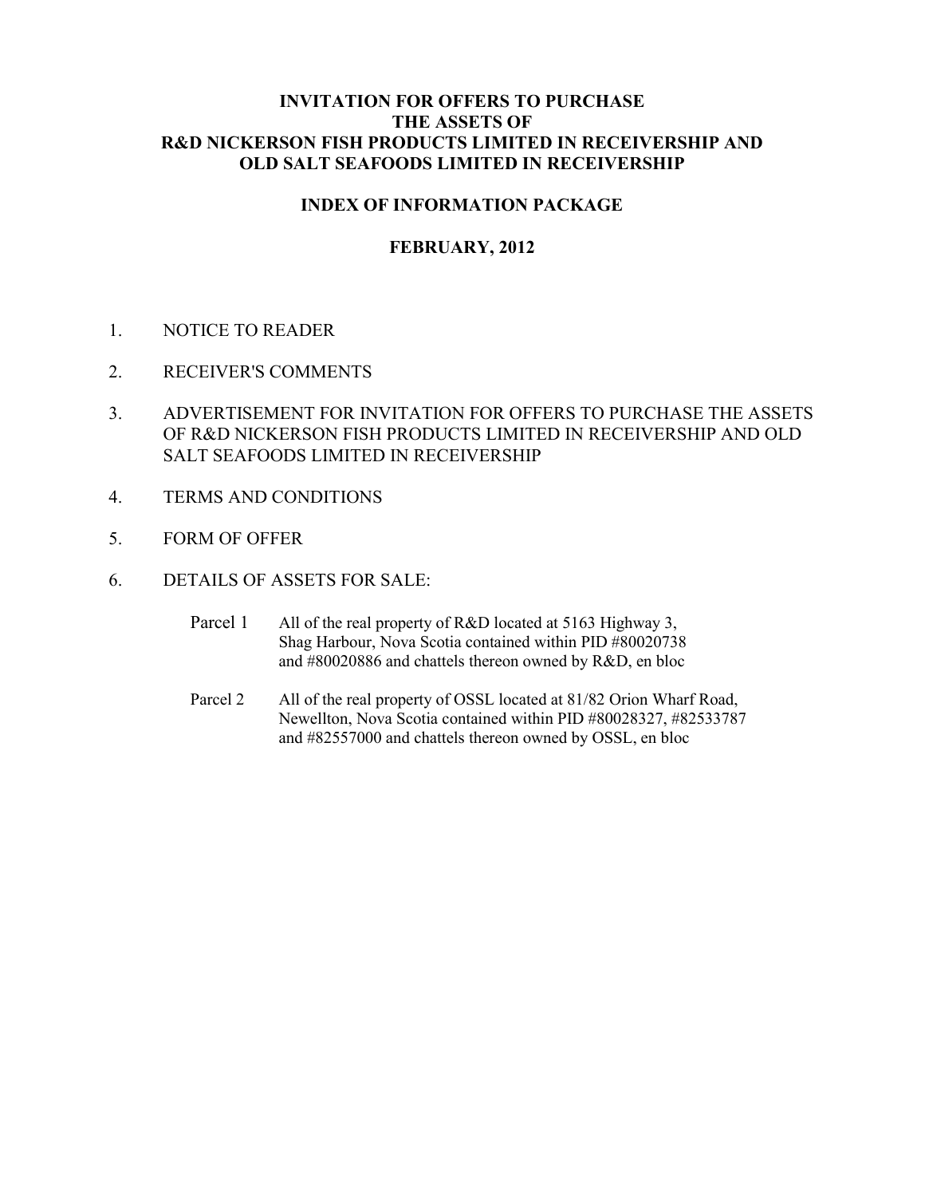# INVITATION FOR OFFERS TO PURCHASE THE ASSETS OF R&D NICKERSON FISH PRODUCTS LIMITED IN RECEIVERSHIP AND OLD SALT SEAFOODS LIMITED IN RECEIVERSHIP

## INDEX OF INFORMATION PACKAGE

## FEBRUARY, 2012

1. NOTICE TO READER
2. RECEIVER'S COMMENTS
3. ADVERTISEMENT FOR INVITATION FOR OFFERS TO PURCHASE THE ASSETS OF R&D NICKERSON FISH PRODUCTS LIMITED IN RECEIVERSHIP AND OLD SALT SEAFOODS LIMITED IN RECEIVERSHIP
4. TERMS AND CONDITIONS
5. FORM OF OFFER
6. DETAILS OF ASSETS FOR SALE:

   Parcel 1 — All of the real property of R&D located at 5163 Highway 3, Shag Harbour, Nova Scotia contained within PID #80020738 and #80020886 and chattels thereon owned by R&D, en bloc

   Parcel 2 — All of the real property of OSSL located at 81/82 Orion Wharf Road, Newellton, Nova Scotia contained within PID #80028327, #82533787 and #82557000 and chattels thereon owned by OSSL, en bloc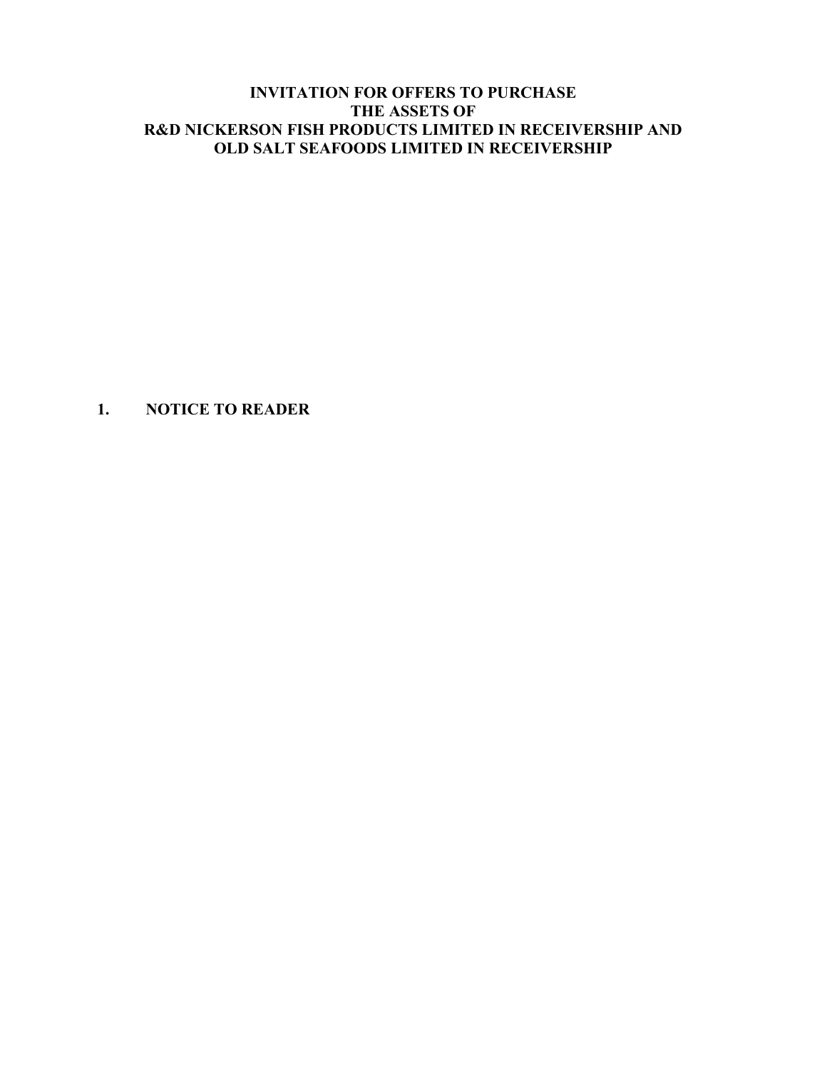# INVITATION FOR OFFERS TO PURCHASE THE ASSETS OF R&D NICKERSON FISH PRODUCTS LIMITED IN RECEIVERSHIP AND OLD SALT SEAFOODS LIMITED IN RECEIVERSHIP

## 1. NOTICE TO READER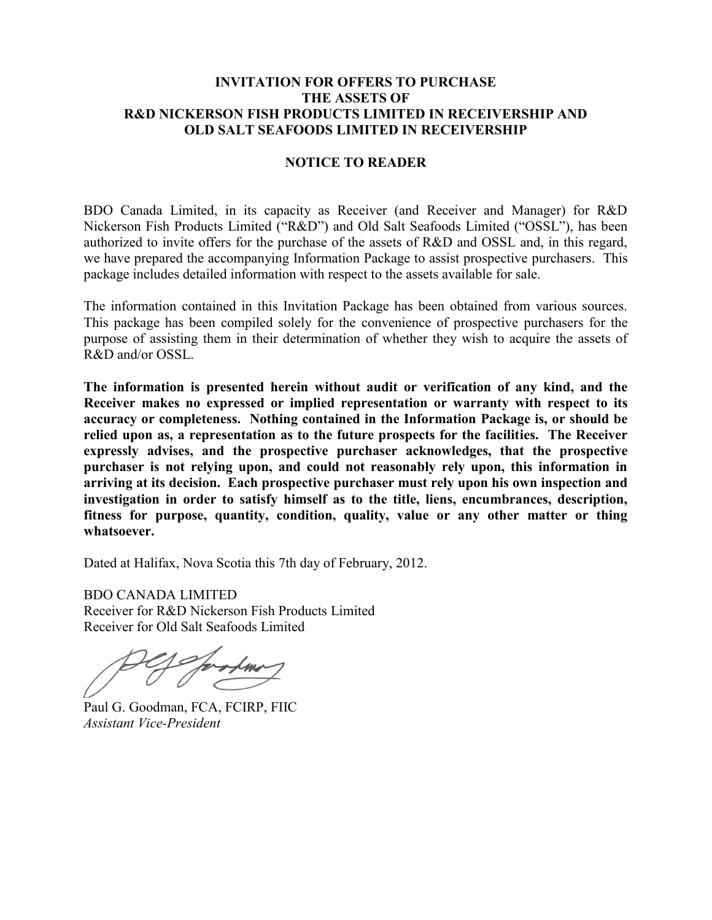**INVITATION FOR OFFERS TO PURCHASE
THE ASSETS OF
R&D NICKERSON FISH PRODUCTS LIMITED IN RECEIVERSHIP AND
OLD SALT SEAFOODS LIMITED IN RECEIVERSHIP**

**NOTICE TO READER**

BDO Canada Limited, in its capacity as Receiver (and Receiver and Manager) for R&D Nickerson Fish Products Limited ("R&D") and Old Salt Seafoods Limited ("OSSL"), has been authorized to invite offers for the purchase of the assets of R&D and OSSL and, in this regard, we have prepared the accompanying Information Package to assist prospective purchasers. This package includes detailed information with respect to the assets available for sale.

The information contained in this Invitation Package has been obtained from various sources. This package has been compiled solely for the convenience of prospective purchasers for the purpose of assisting them in their determination of whether they wish to acquire the assets of R&D and/or OSSL.

**The information is presented herein without audit or verification of any kind, and the Receiver makes no expressed or implied representation or warranty with respect to its accuracy or completeness. Nothing contained in the Information Package is, or should be relied upon as, a representation as to the future prospects for the facilities. The Receiver expressly advises, and the prospective purchaser acknowledges, that the prospective purchaser is not relying upon, and could not reasonably rely upon, this information in arriving at its decision. Each prospective purchaser must rely upon his own inspection and investigation in order to satisfy himself as to the title, liens, encumbrances, description, fitness for purpose, quantity, condition, quality, value or any other matter or thing whatsoever.**

Dated at Halifax, Nova Scotia this 7th day of February, 2012.

BDO CANADA LIMITED
Receiver for R&D Nickerson Fish Products Limited
Receiver for Old Salt Seafoods Limited

Paul G. Goodman, FCA, FCIRP, FIIC
*Assistant Vice-President*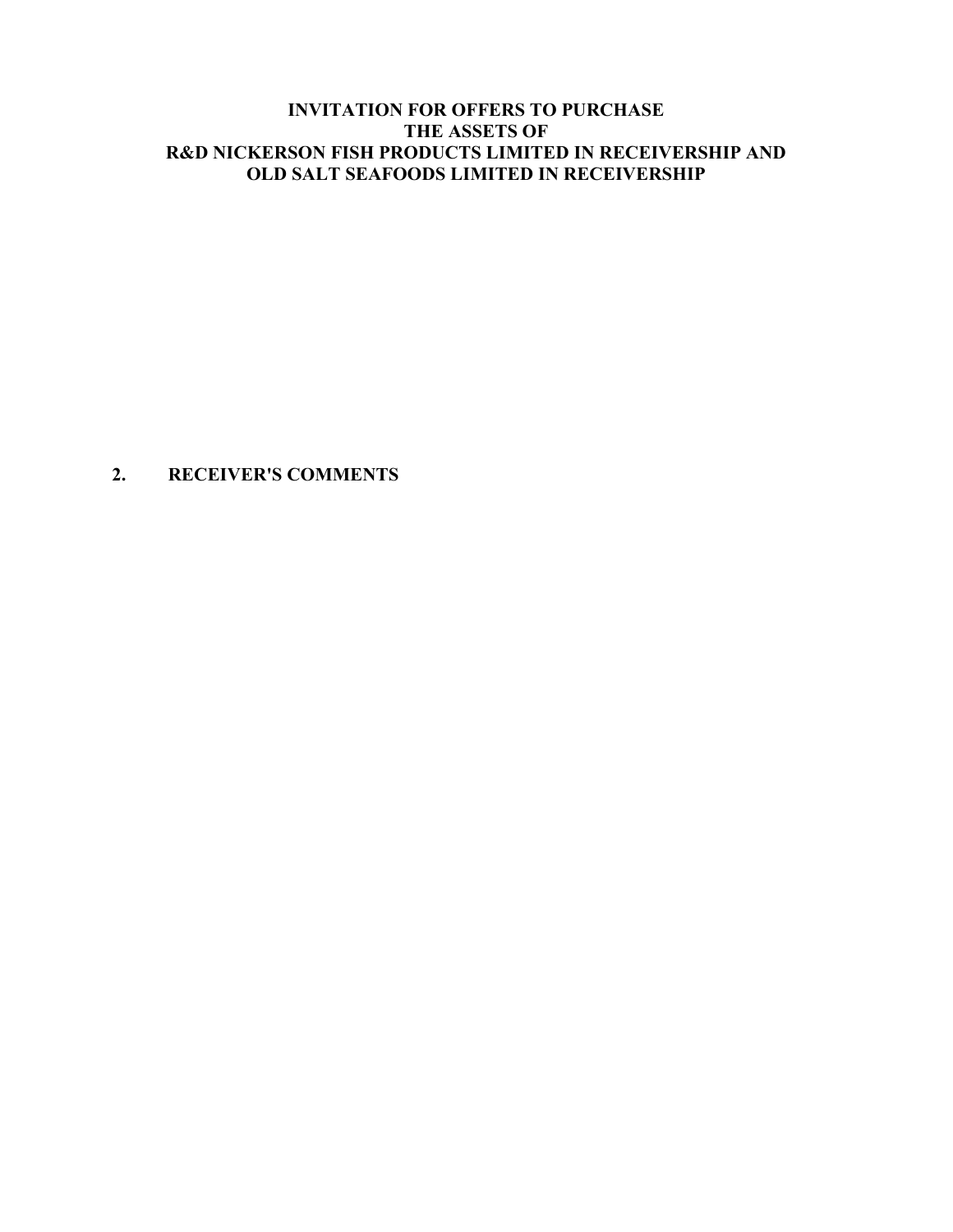# INVITATION FOR OFFERS TO PURCHASE THE ASSETS OF R&D NICKERSON FISH PRODUCTS LIMITED IN RECEIVERSHIP AND OLD SALT SEAFOODS LIMITED IN RECEIVERSHIP

## 2. RECEIVER'S COMMENTS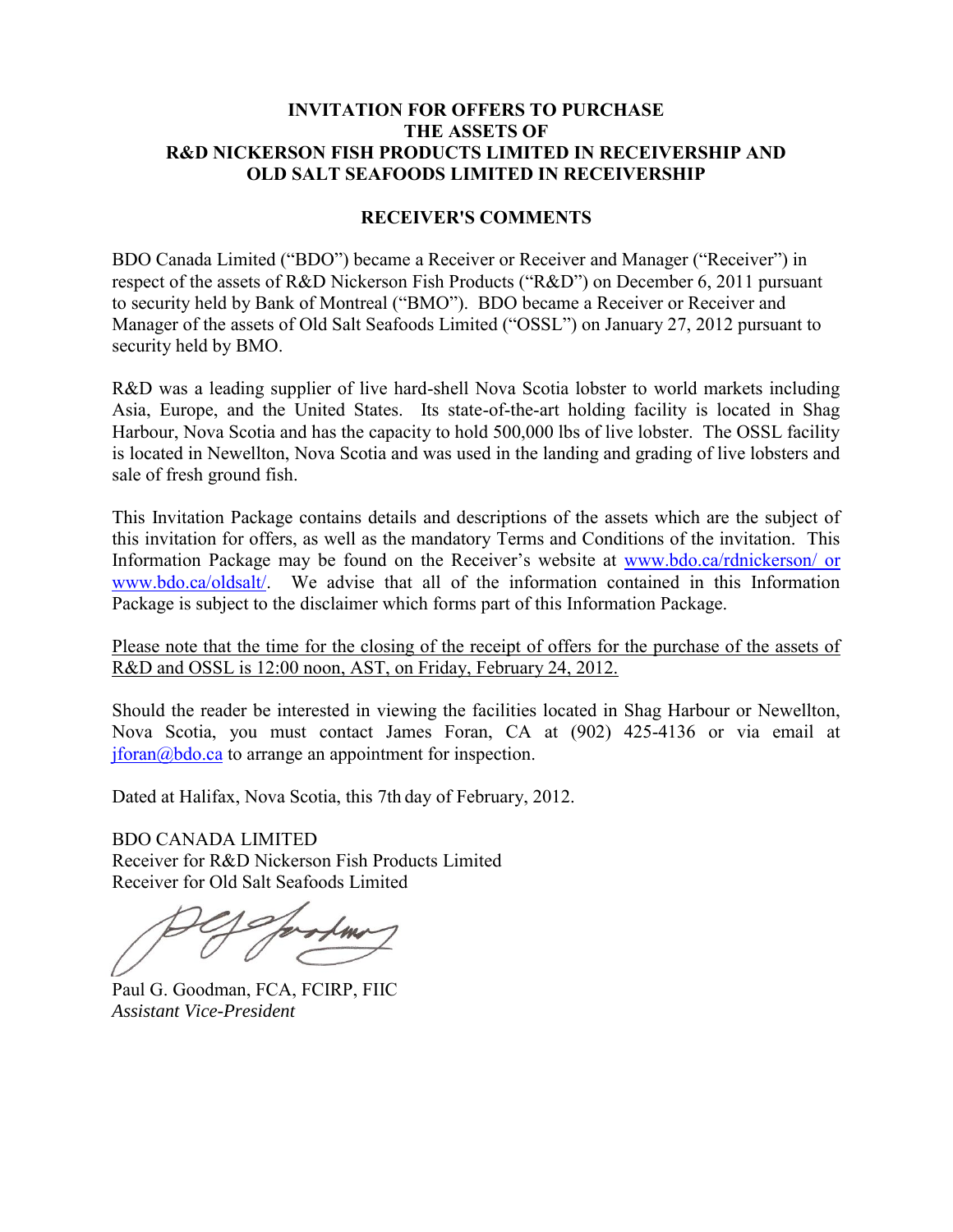**INVITATION FOR OFFERS TO PURCHASE THE ASSETS OF R&D NICKERSON FISH PRODUCTS LIMITED IN RECEIVERSHIP AND OLD SALT SEAFOODS LIMITED IN RECEIVERSHIP**

**RECEIVER'S COMMENTS**

BDO Canada Limited ("BDO") became a Receiver or Receiver and Manager ("Receiver") in respect of the assets of R&D Nickerson Fish Products ("R&D") on December 6, 2011 pursuant to security held by Bank of Montreal ("BMO"). BDO became a Receiver or Receiver and Manager of the assets of Old Salt Seafoods Limited ("OSSL") on January 27, 2012 pursuant to security held by BMO.

R&D was a leading supplier of live hard-shell Nova Scotia lobster to world markets including Asia, Europe, and the United States. Its state-of-the-art holding facility is located in Shag Harbour, Nova Scotia and has the capacity to hold 500,000 lbs of live lobster. The OSSL facility is located in Newellton, Nova Scotia and was used in the landing and grading of live lobsters and sale of fresh ground fish.

This Invitation Package contains details and descriptions of the assets which are the subject of this invitation for offers, as well as the mandatory Terms and Conditions of the invitation. This Information Package may be found on the Receiver's website at www.bdo.ca/rdnickerson/ or www.bdo.ca/oldsalt/. We advise that all of the information contained in this Information Package is subject to the disclaimer which forms part of this Information Package.

Please note that the time for the closing of the receipt of offers for the purchase of the assets of R&D and OSSL is 12:00 noon, AST, on Friday, February 24, 2012.

Should the reader be interested in viewing the facilities located in Shag Harbour or Newellton, Nova Scotia, you must contact James Foran, CA at (902) 425-4136 or via email at jforan@bdo.ca to arrange an appointment for inspection.

Dated at Halifax, Nova Scotia, this 7th day of February, 2012.

BDO CANADA LIMITED
Receiver for R&D Nickerson Fish Products Limited
Receiver for Old Salt Seafoods Limited

Paul G. Goodman, FCA, FCIRP, FIIC
*Assistant Vice-President*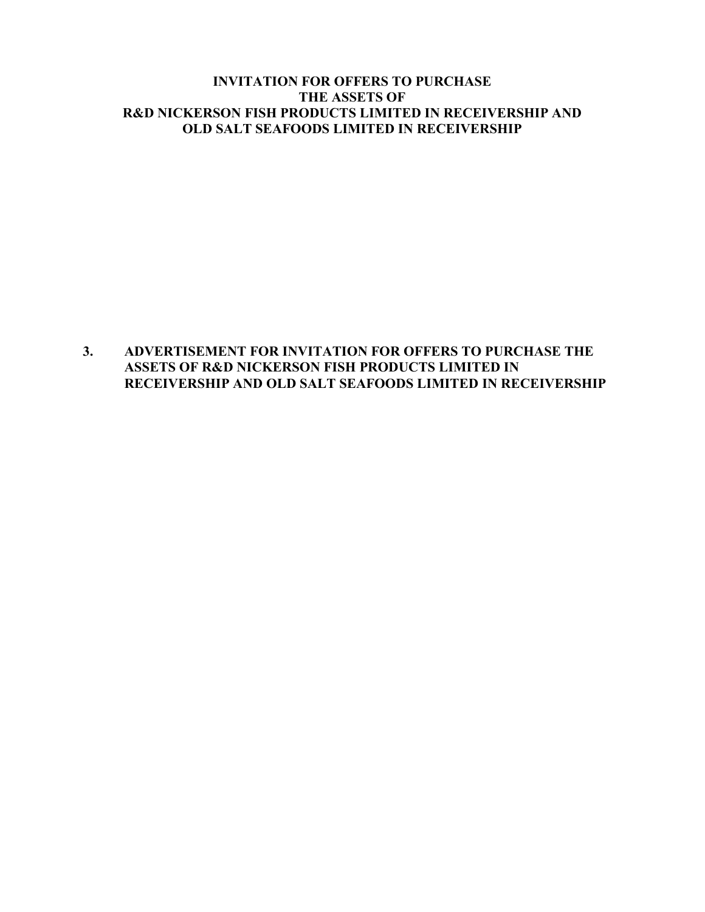**INVITATION FOR OFFERS TO PURCHASE**
**THE ASSETS OF**
**R&D NICKERSON FISH PRODUCTS LIMITED IN RECEIVERSHIP AND**
**OLD SALT SEAFOODS LIMITED IN RECEIVERSHIP**

## 3. ADVERTISEMENT FOR INVITATION FOR OFFERS TO PURCHASE THE ASSETS OF R&D NICKERSON FISH PRODUCTS LIMITED IN RECEIVERSHIP AND OLD SALT SEAFOODS LIMITED IN RECEIVERSHIP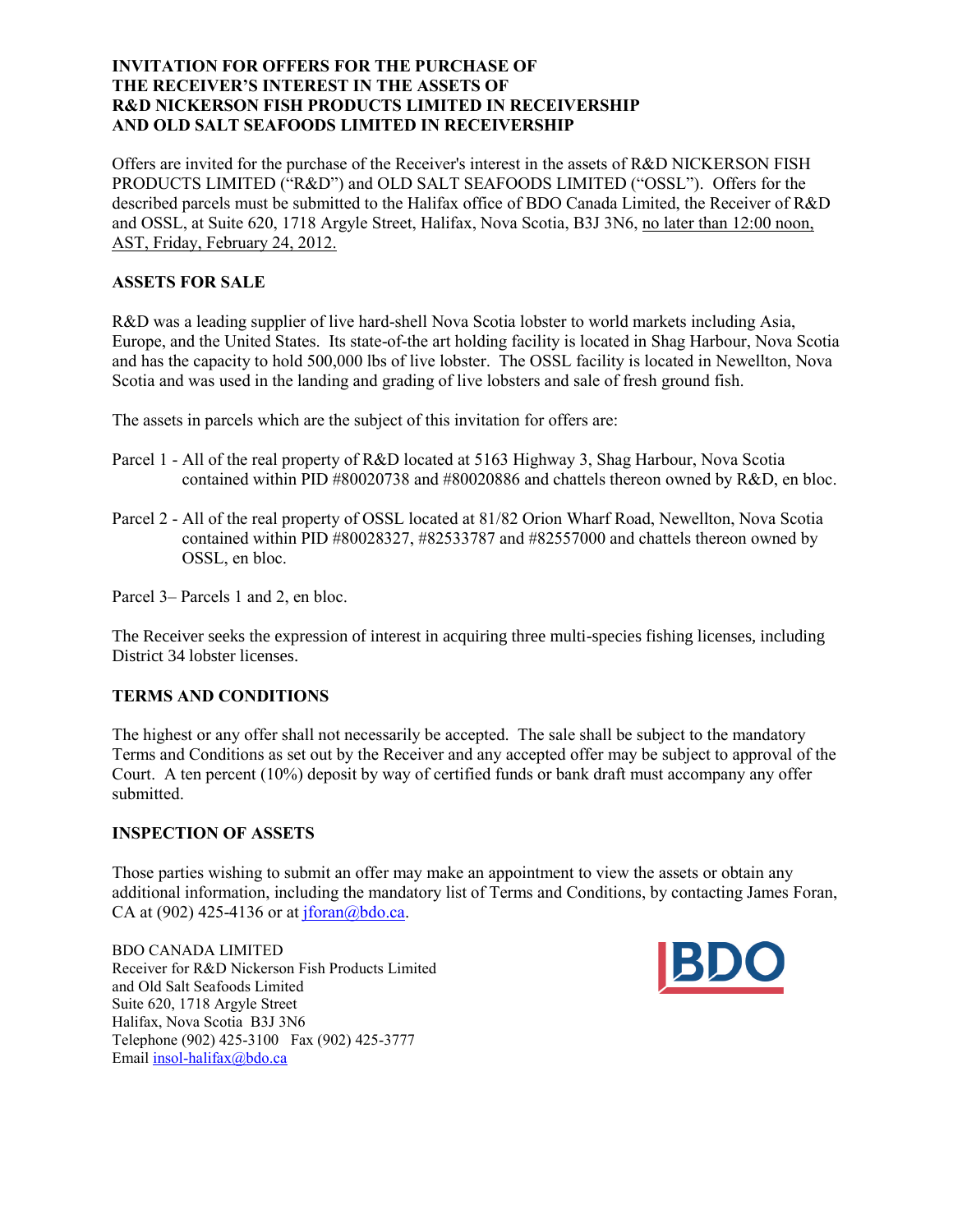**INVITATION FOR OFFERS FOR THE PURCHASE OF THE RECEIVER'S INTEREST IN THE ASSETS OF R&D NICKERSON FISH PRODUCTS LIMITED IN RECEIVERSHIP AND OLD SALT SEAFOODS LIMITED IN RECEIVERSHIP**

Offers are invited for the purchase of the Receiver's interest in the assets of R&D NICKERSON FISH PRODUCTS LIMITED ("R&D") and OLD SALT SEAFOODS LIMITED ("OSSL"). Offers for the described parcels must be submitted to the Halifax office of BDO Canada Limited, the Receiver of R&D and OSSL, at Suite 620, 1718 Argyle Street, Halifax, Nova Scotia, B3J 3N6, no later than 12:00 noon, AST, Friday, February 24, 2012.

**ASSETS FOR SALE**

R&D was a leading supplier of live hard-shell Nova Scotia lobster to world markets including Asia, Europe, and the United States. Its state-of-the art holding facility is located in Shag Harbour, Nova Scotia and has the capacity to hold 500,000 lbs of live lobster. The OSSL facility is located in Newellton, Nova Scotia and was used in the landing and grading of live lobsters and sale of fresh ground fish.

The assets in parcels which are the subject of this invitation for offers are:

Parcel 1 - All of the real property of R&D located at 5163 Highway 3, Shag Harbour, Nova Scotia contained within PID #80020738 and #80020886 and chattels thereon owned by R&D, en bloc.

Parcel 2 - All of the real property of OSSL located at 81/82 Orion Wharf Road, Newellton, Nova Scotia contained within PID #80028327, #82533787 and #82557000 and chattels thereon owned by OSSL, en bloc.

Parcel 3– Parcels 1 and 2, en bloc.

The Receiver seeks the expression of interest in acquiring three multi-species fishing licenses, including District 34 lobster licenses.

**TERMS AND CONDITIONS**

The highest or any offer shall not necessarily be accepted. The sale shall be subject to the mandatory Terms and Conditions as set out by the Receiver and any accepted offer may be subject to approval of the Court. A ten percent (10%) deposit by way of certified funds or bank draft must accompany any offer submitted.

**INSPECTION OF ASSETS**

Those parties wishing to submit an offer may make an appointment to view the assets or obtain any additional information, including the mandatory list of Terms and Conditions, by contacting James Foran, CA at (902) 425-4136 or at jforan@bdo.ca.

BDO CANADA LIMITED
Receiver for R&D Nickerson Fish Products Limited
and Old Salt Seafoods Limited
Suite 620, 1718 Argyle Street
Halifax, Nova Scotia B3J 3N6
Telephone (902) 425-3100 Fax (902) 425-3777
Email insol-halifax@bdo.ca

BDO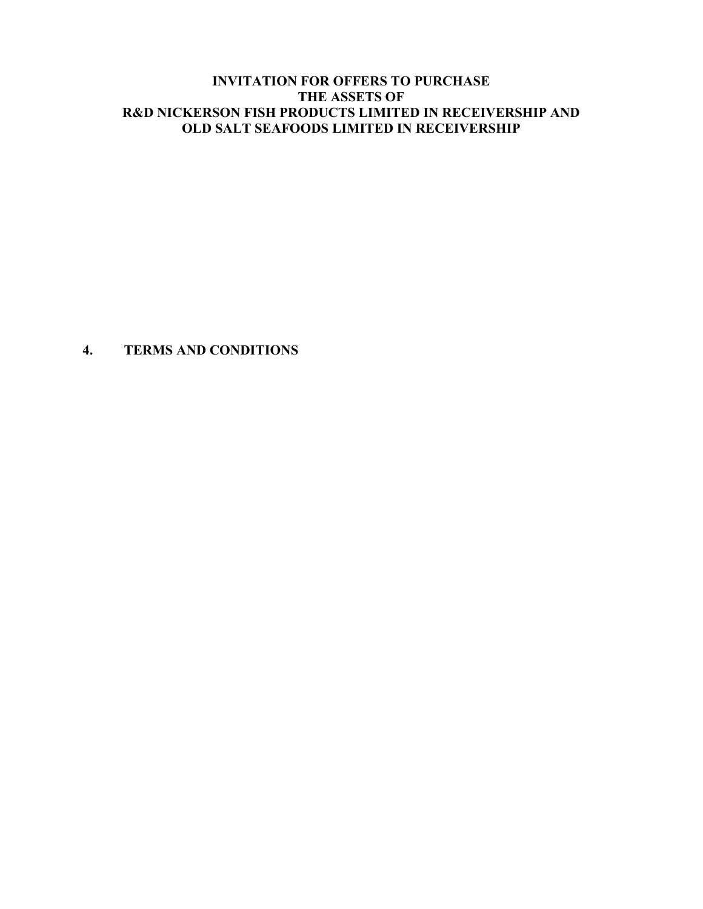# INVITATION FOR OFFERS TO PURCHASE
# THE ASSETS OF
# R&D NICKERSON FISH PRODUCTS LIMITED IN RECEIVERSHIP AND
# OLD SALT SEAFOODS LIMITED IN RECEIVERSHIP

## 4. TERMS AND CONDITIONS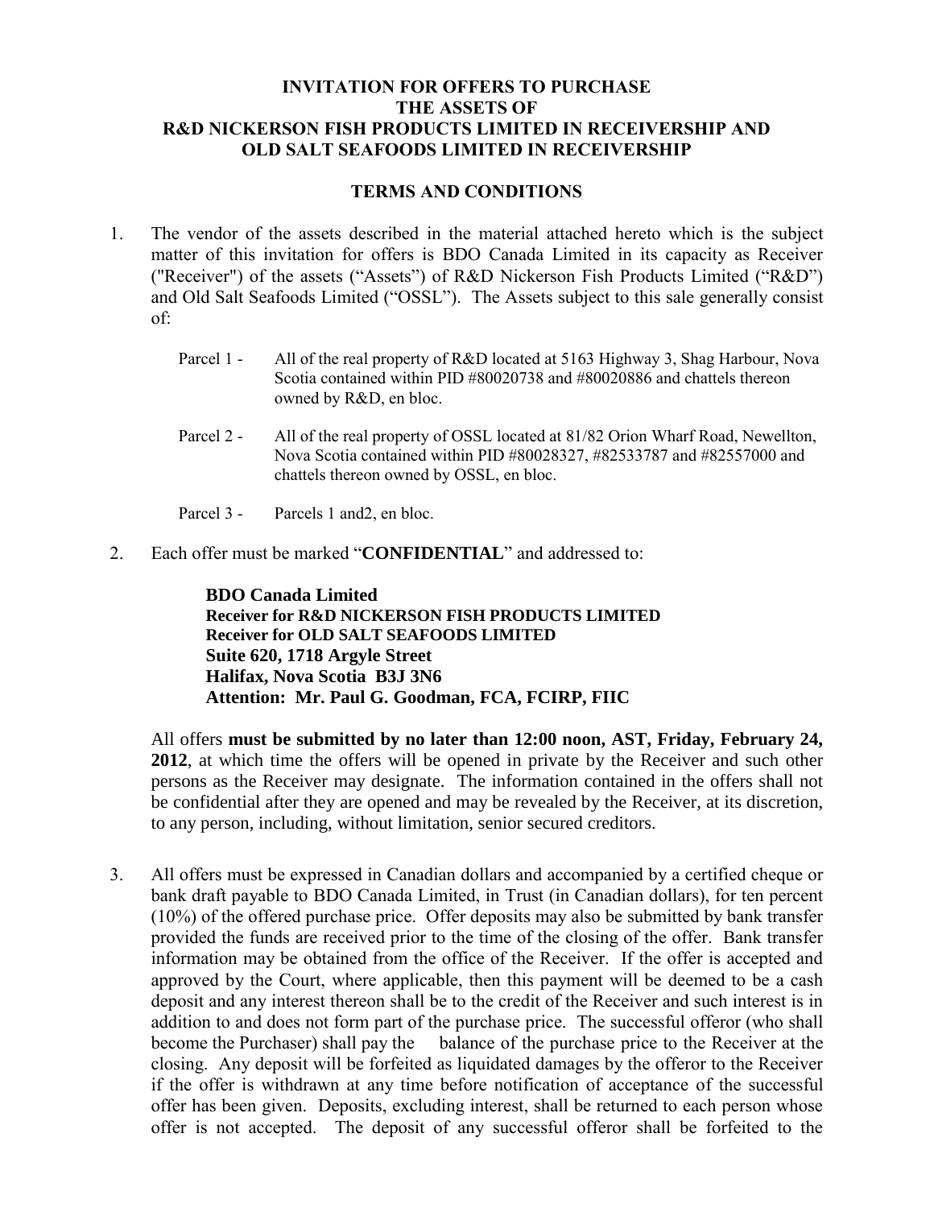# INVITATION FOR OFFERS TO PURCHASE THE ASSETS OF R&D NICKERSON FISH PRODUCTS LIMITED IN RECEIVERSHIP AND OLD SALT SEAFOODS LIMITED IN RECEIVERSHIP

## TERMS AND CONDITIONS

1. The vendor of the assets described in the material attached hereto which is the subject matter of this invitation for offers is BDO Canada Limited in its capacity as Receiver ("Receiver") of the assets ("Assets") of R&D Nickerson Fish Products Limited ("R&D") and Old Salt Seafoods Limited ("OSSL"). The Assets subject to this sale generally consist of:

   Parcel 1 - All of the real property of R&D located at 5163 Highway 3, Shag Harbour, Nova Scotia contained within PID #80020738 and #80020886 and chattels thereon owned by R&D, en bloc.

   Parcel 2 - All of the real property of OSSL located at 81/82 Orion Wharf Road, Newellton, Nova Scotia contained within PID #80028327, #82533787 and #82557000 and chattels thereon owned by OSSL, en bloc.

   Parcel 3 - Parcels 1 and2, en bloc.

2. Each offer must be marked "**CONFIDENTIAL**" and addressed to:

   **BDO Canada Limited**
   **Receiver for R&D NICKERSON FISH PRODUCTS LIMITED**
   **Receiver for OLD SALT SEAFOODS LIMITED**
   **Suite 620, 1718 Argyle Street**
   **Halifax, Nova Scotia B3J 3N6**
   **Attention: Mr. Paul G. Goodman, FCA, FCIRP, FIIC**

   All offers **must be submitted by no later than 12:00 noon, AST, Friday, February 24, 2012**, at which time the offers will be opened in private by the Receiver and such other persons as the Receiver may designate. The information contained in the offers shall not be confidential after they are opened and may be revealed by the Receiver, at its discretion, to any person, including, without limitation, senior secured creditors.

3. All offers must be expressed in Canadian dollars and accompanied by a certified cheque or bank draft payable to BDO Canada Limited, in Trust (in Canadian dollars), for ten percent (10%) of the offered purchase price. Offer deposits may also be submitted by bank transfer provided the funds are received prior to the time of the closing of the offer. Bank transfer information may be obtained from the office of the Receiver. If the offer is accepted and approved by the Court, where applicable, then this payment will be deemed to be a cash deposit and any interest thereon shall be to the credit of the Receiver and such interest is in addition to and does not form part of the purchase price. The successful offeror (who shall become the Purchaser) shall pay the balance of the purchase price to the Receiver at the closing. Any deposit will be forfeited as liquidated damages by the offeror to the Receiver if the offer is withdrawn at any time before notification of acceptance of the successful offer has been given. Deposits, excluding interest, shall be returned to each person whose offer is not accepted. The deposit of any successful offeror shall be forfeited to the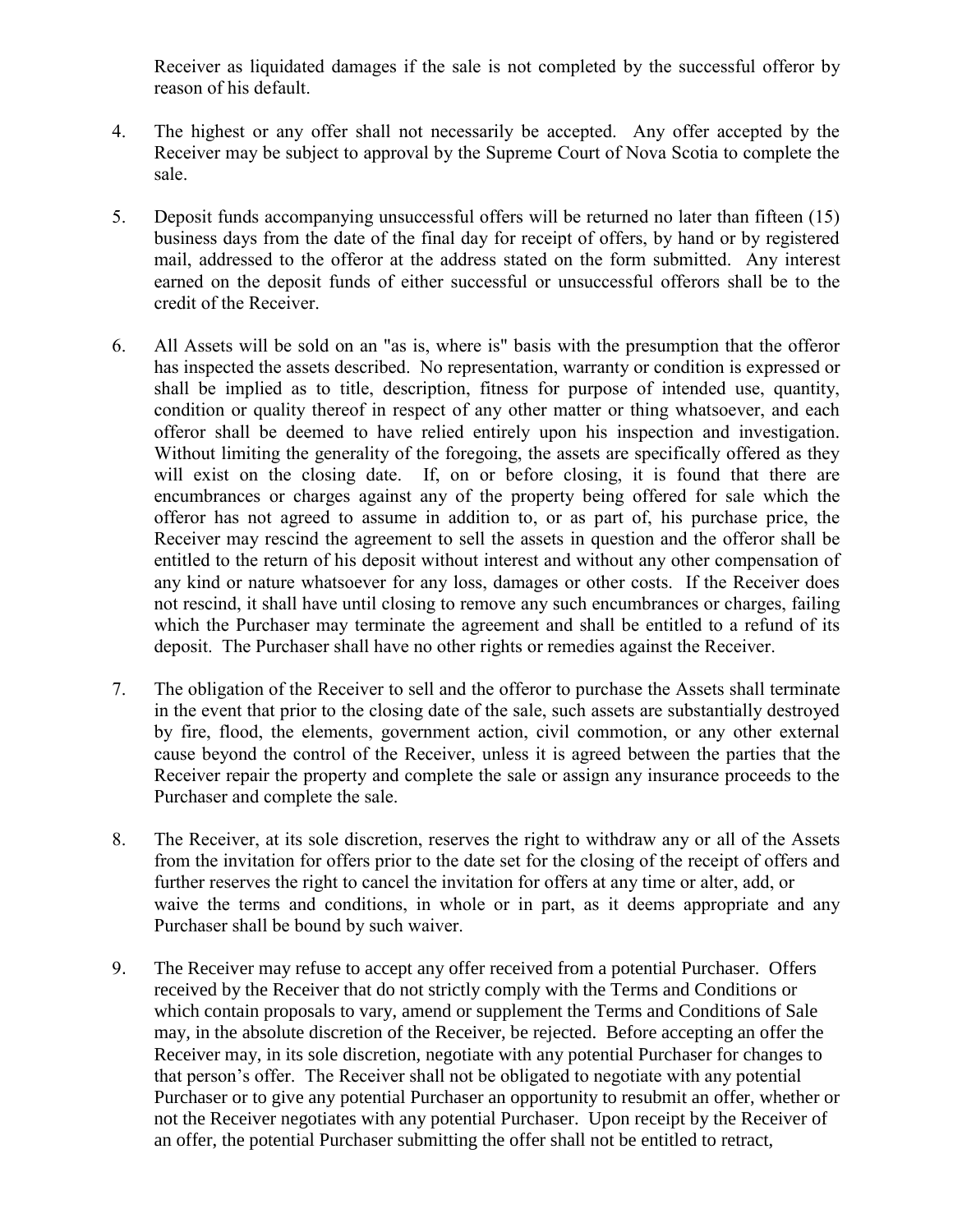Receiver as liquidated damages if the sale is not completed by the successful offeror by reason of his default.

4. The highest or any offer shall not necessarily be accepted. Any offer accepted by the Receiver may be subject to approval by the Supreme Court of Nova Scotia to complete the sale.

5. Deposit funds accompanying unsuccessful offers will be returned no later than fifteen (15) business days from the date of the final day for receipt of offers, by hand or by registered mail, addressed to the offeror at the address stated on the form submitted. Any interest earned on the deposit funds of either successful or unsuccessful offerors shall be to the credit of the Receiver.

6. All Assets will be sold on an "as is, where is" basis with the presumption that the offeror has inspected the assets described. No representation, warranty or condition is expressed or shall be implied as to title, description, fitness for purpose of intended use, quantity, condition or quality thereof in respect of any other matter or thing whatsoever, and each offeror shall be deemed to have relied entirely upon his inspection and investigation. Without limiting the generality of the foregoing, the assets are specifically offered as they will exist on the closing date. If, on or before closing, it is found that there are encumbrances or charges against any of the property being offered for sale which the offeror has not agreed to assume in addition to, or as part of, his purchase price, the Receiver may rescind the agreement to sell the assets in question and the offeror shall be entitled to the return of his deposit without interest and without any other compensation of any kind or nature whatsoever for any loss, damages or other costs. If the Receiver does not rescind, it shall have until closing to remove any such encumbrances or charges, failing which the Purchaser may terminate the agreement and shall be entitled to a refund of its deposit. The Purchaser shall have no other rights or remedies against the Receiver.

7. The obligation of the Receiver to sell and the offeror to purchase the Assets shall terminate in the event that prior to the closing date of the sale, such assets are substantially destroyed by fire, flood, the elements, government action, civil commotion, or any other external cause beyond the control of the Receiver, unless it is agreed between the parties that the Receiver repair the property and complete the sale or assign any insurance proceeds to the Purchaser and complete the sale.

8. The Receiver, at its sole discretion, reserves the right to withdraw any or all of the Assets from the invitation for offers prior to the date set for the closing of the receipt of offers and further reserves the right to cancel the invitation for offers at any time or alter, add, or waive the terms and conditions, in whole or in part, as it deems appropriate and any Purchaser shall be bound by such waiver.

9. The Receiver may refuse to accept any offer received from a potential Purchaser. Offers received by the Receiver that do not strictly comply with the Terms and Conditions or which contain proposals to vary, amend or supplement the Terms and Conditions of Sale may, in the absolute discretion of the Receiver, be rejected. Before accepting an offer the Receiver may, in its sole discretion, negotiate with any potential Purchaser for changes to that person's offer. The Receiver shall not be obligated to negotiate with any potential Purchaser or to give any potential Purchaser an opportunity to resubmit an offer, whether or not the Receiver negotiates with any potential Purchaser. Upon receipt by the Receiver of an offer, the potential Purchaser submitting the offer shall not be entitled to retract,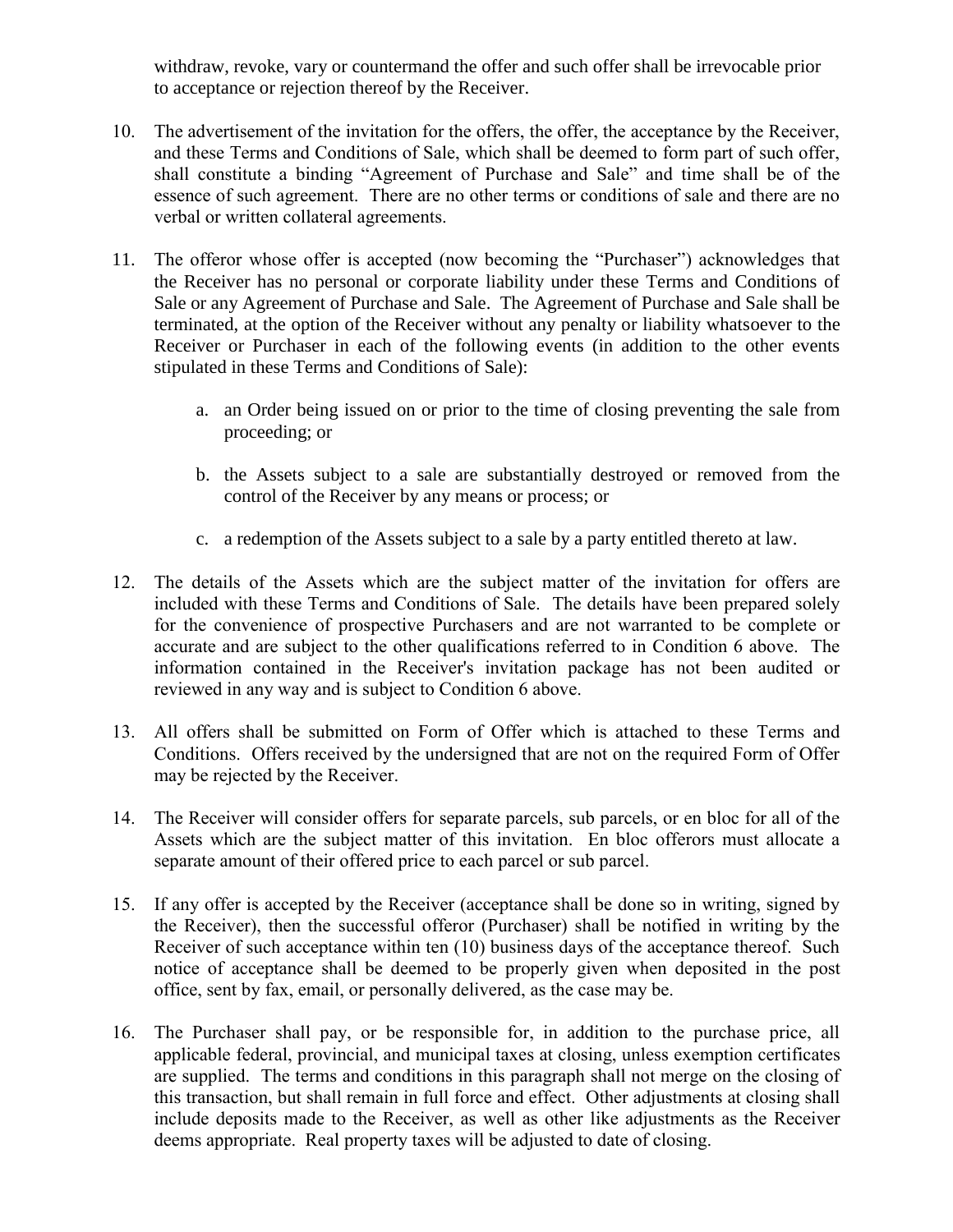withdraw, revoke, vary or countermand the offer and such offer shall be irrevocable prior to acceptance or rejection thereof by the Receiver.

10. The advertisement of the invitation for the offers, the offer, the acceptance by the Receiver, and these Terms and Conditions of Sale, which shall be deemed to form part of such offer, shall constitute a binding "Agreement of Purchase and Sale" and time shall be of the essence of such agreement. There are no other terms or conditions of sale and there are no verbal or written collateral agreements.

11. The offeror whose offer is accepted (now becoming the "Purchaser") acknowledges that the Receiver has no personal or corporate liability under these Terms and Conditions of Sale or any Agreement of Purchase and Sale. The Agreement of Purchase and Sale shall be terminated, at the option of the Receiver without any penalty or liability whatsoever to the Receiver or Purchaser in each of the following events (in addition to the other events stipulated in these Terms and Conditions of Sale):

    a. an Order being issued on or prior to the time of closing preventing the sale from proceeding; or

    b. the Assets subject to a sale are substantially destroyed or removed from the control of the Receiver by any means or process; or

    c. a redemption of the Assets subject to a sale by a party entitled thereto at law.

12. The details of the Assets which are the subject matter of the invitation for offers are included with these Terms and Conditions of Sale. The details have been prepared solely for the convenience of prospective Purchasers and are not warranted to be complete or accurate and are subject to the other qualifications referred to in Condition 6 above. The information contained in the Receiver's invitation package has not been audited or reviewed in any way and is subject to Condition 6 above.

13. All offers shall be submitted on Form of Offer which is attached to these Terms and Conditions. Offers received by the undersigned that are not on the required Form of Offer may be rejected by the Receiver.

14. The Receiver will consider offers for separate parcels, sub parcels, or en bloc for all of the Assets which are the subject matter of this invitation. En bloc offerors must allocate a separate amount of their offered price to each parcel or sub parcel.

15. If any offer is accepted by the Receiver (acceptance shall be done so in writing, signed by the Receiver), then the successful offeror (Purchaser) shall be notified in writing by the Receiver of such acceptance within ten (10) business days of the acceptance thereof. Such notice of acceptance shall be deemed to be properly given when deposited in the post office, sent by fax, email, or personally delivered, as the case may be.

16. The Purchaser shall pay, or be responsible for, in addition to the purchase price, all applicable federal, provincial, and municipal taxes at closing, unless exemption certificates are supplied. The terms and conditions in this paragraph shall not merge on the closing of this transaction, but shall remain in full force and effect. Other adjustments at closing shall include deposits made to the Receiver, as well as other like adjustments as the Receiver deems appropriate. Real property taxes will be adjusted to date of closing.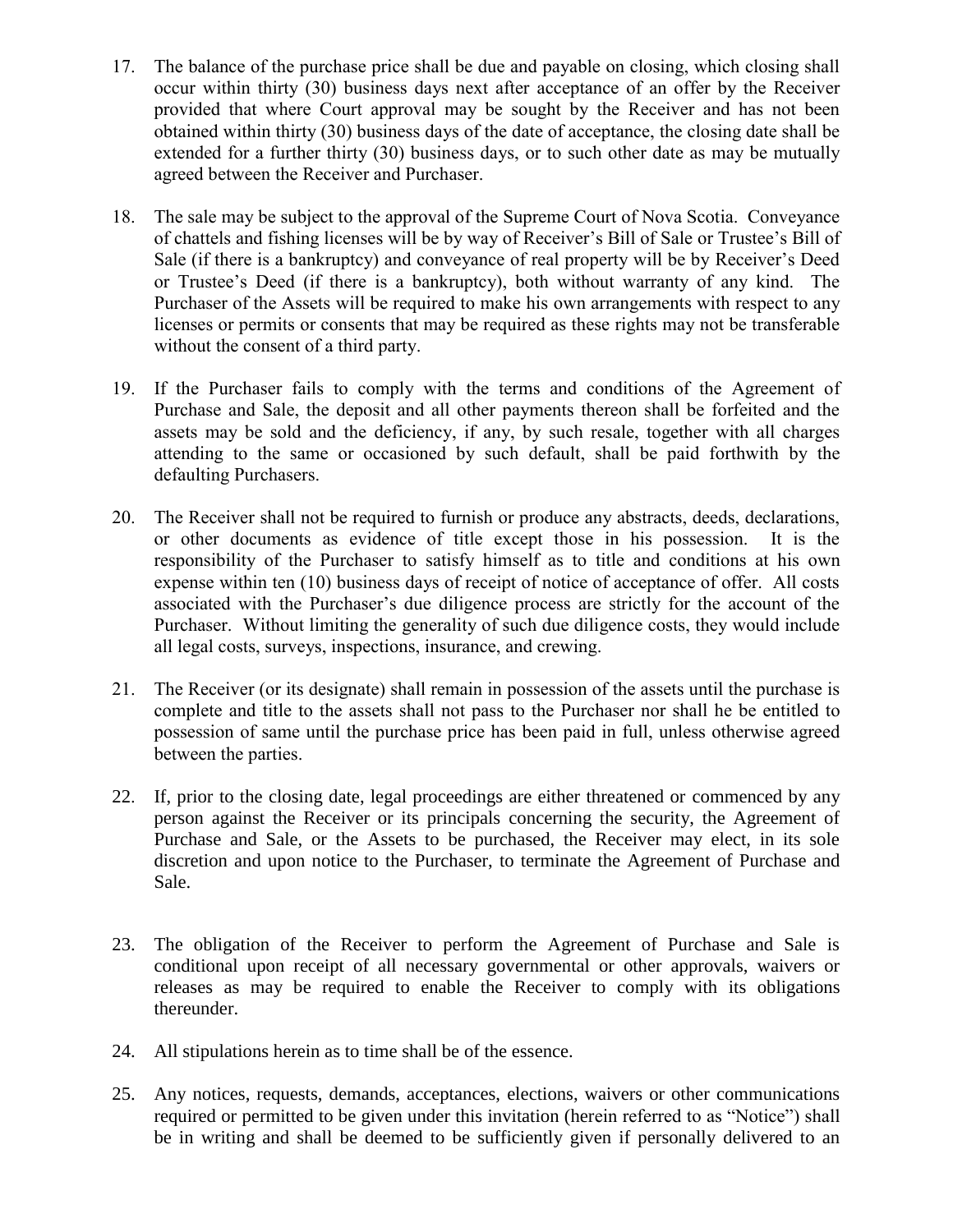17. The balance of the purchase price shall be due and payable on closing, which closing shall occur within thirty (30) business days next after acceptance of an offer by the Receiver provided that where Court approval may be sought by the Receiver and has not been obtained within thirty (30) business days of the date of acceptance, the closing date shall be extended for a further thirty (30) business days, or to such other date as may be mutually agreed between the Receiver and Purchaser.

18. The sale may be subject to the approval of the Supreme Court of Nova Scotia. Conveyance of chattels and fishing licenses will be by way of Receiver's Bill of Sale or Trustee's Bill of Sale (if there is a bankruptcy) and conveyance of real property will be by Receiver's Deed or Trustee's Deed (if there is a bankruptcy), both without warranty of any kind. The Purchaser of the Assets will be required to make his own arrangements with respect to any licenses or permits or consents that may be required as these rights may not be transferable without the consent of a third party.

19. If the Purchaser fails to comply with the terms and conditions of the Agreement of Purchase and Sale, the deposit and all other payments thereon shall be forfeited and the assets may be sold and the deficiency, if any, by such resale, together with all charges attending to the same or occasioned by such default, shall be paid forthwith by the defaulting Purchasers.

20. The Receiver shall not be required to furnish or produce any abstracts, deeds, declarations, or other documents as evidence of title except those in his possession. It is the responsibility of the Purchaser to satisfy himself as to title and conditions at his own expense within ten (10) business days of receipt of notice of acceptance of offer. All costs associated with the Purchaser's due diligence process are strictly for the account of the Purchaser. Without limiting the generality of such due diligence costs, they would include all legal costs, surveys, inspections, insurance, and crewing.

21. The Receiver (or its designate) shall remain in possession of the assets until the purchase is complete and title to the assets shall not pass to the Purchaser nor shall he be entitled to possession of same until the purchase price has been paid in full, unless otherwise agreed between the parties.

22. If, prior to the closing date, legal proceedings are either threatened or commenced by any person against the Receiver or its principals concerning the security, the Agreement of Purchase and Sale, or the Assets to be purchased, the Receiver may elect, in its sole discretion and upon notice to the Purchaser, to terminate the Agreement of Purchase and Sale.

23. The obligation of the Receiver to perform the Agreement of Purchase and Sale is conditional upon receipt of all necessary governmental or other approvals, waivers or releases as may be required to enable the Receiver to comply with its obligations thereunder.

24. All stipulations herein as to time shall be of the essence.

25. Any notices, requests, demands, acceptances, elections, waivers or other communications required or permitted to be given under this invitation (herein referred to as "Notice") shall be in writing and shall be deemed to be sufficiently given if personally delivered to an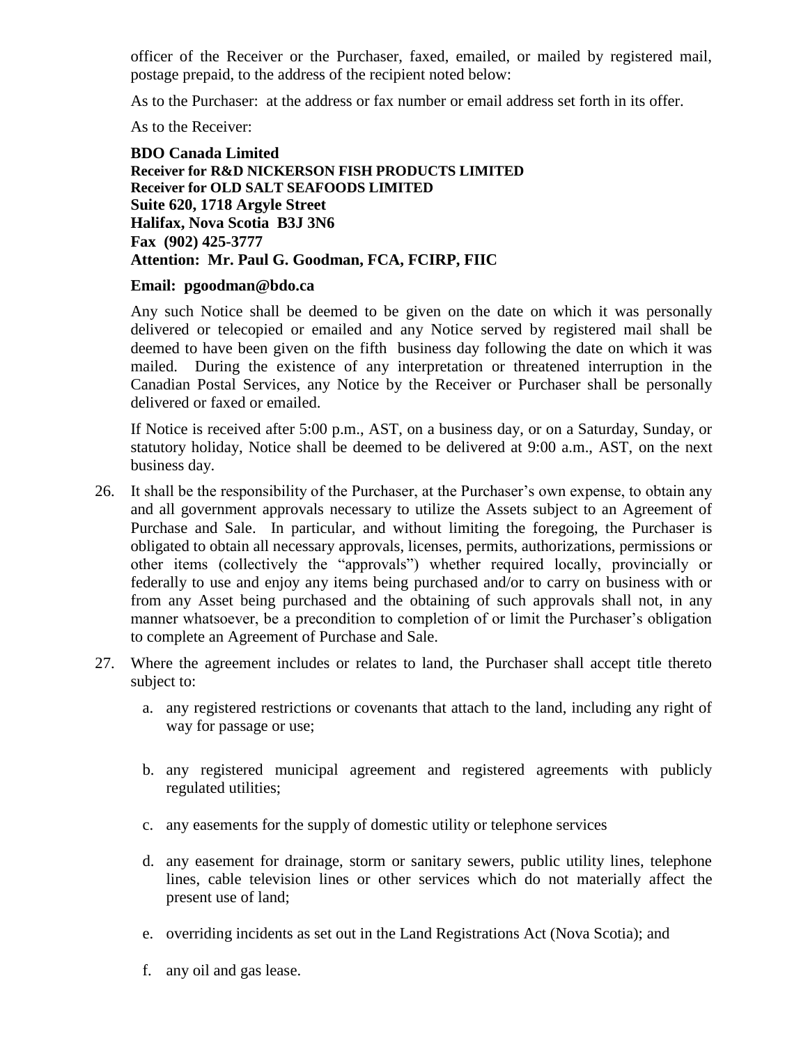officer of the Receiver or the Purchaser, faxed, emailed, or mailed by registered mail, postage prepaid, to the address of the recipient noted below:

As to the Purchaser: at the address or fax number or email address set forth in its offer.

As to the Receiver:

**BDO Canada Limited**
**Receiver for R&D NICKERSON FISH PRODUCTS LIMITED**
**Receiver for OLD SALT SEAFOODS LIMITED**
**Suite 620, 1718 Argyle Street**
**Halifax, Nova Scotia B3J 3N6**
**Fax (902) 425-3777**
**Attention: Mr. Paul G. Goodman, FCA, FCIRP, FIIC**

**Email: pgoodman@bdo.ca**

Any such Notice shall be deemed to be given on the date on which it was personally delivered or telecopied or emailed and any Notice served by registered mail shall be deemed to have been given on the fifth business day following the date on which it was mailed. During the existence of any interpretation or threatened interruption in the Canadian Postal Services, any Notice by the Receiver or Purchaser shall be personally delivered or faxed or emailed.

If Notice is received after 5:00 p.m., AST, on a business day, or on a Saturday, Sunday, or statutory holiday, Notice shall be deemed to be delivered at 9:00 a.m., AST, on the next business day.

26. It shall be the responsibility of the Purchaser, at the Purchaser's own expense, to obtain any and all government approvals necessary to utilize the Assets subject to an Agreement of Purchase and Sale. In particular, and without limiting the foregoing, the Purchaser is obligated to obtain all necessary approvals, licenses, permits, authorizations, permissions or other items (collectively the "approvals") whether required locally, provincially or federally to use and enjoy any items being purchased and/or to carry on business with or from any Asset being purchased and the obtaining of such approvals shall not, in any manner whatsoever, be a precondition to completion of or limit the Purchaser's obligation to complete an Agreement of Purchase and Sale.

27. Where the agreement includes or relates to land, the Purchaser shall accept title thereto subject to:

    a. any registered restrictions or covenants that attach to the land, including any right of way for passage or use;

    b. any registered municipal agreement and registered agreements with publicly regulated utilities;

    c. any easements for the supply of domestic utility or telephone services

    d. any easement for drainage, storm or sanitary sewers, public utility lines, telephone lines, cable television lines or other services which do not materially affect the present use of land;

    e. overriding incidents as set out in the Land Registrations Act (Nova Scotia); and

    f. any oil and gas lease.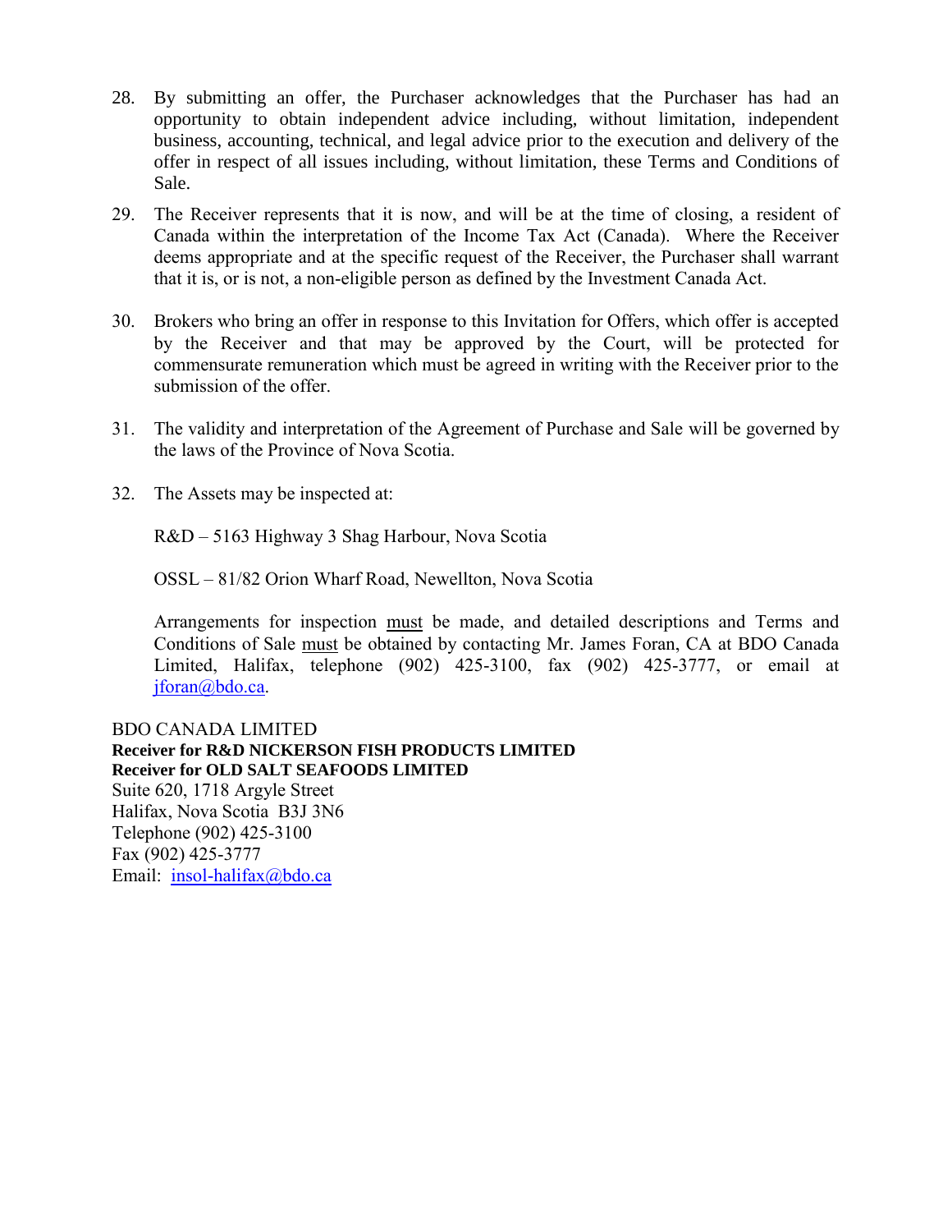28. By submitting an offer, the Purchaser acknowledges that the Purchaser has had an opportunity to obtain independent advice including, without limitation, independent business, accounting, technical, and legal advice prior to the execution and delivery of the offer in respect of all issues including, without limitation, these Terms and Conditions of Sale.

29. The Receiver represents that it is now, and will be at the time of closing, a resident of Canada within the interpretation of the Income Tax Act (Canada). Where the Receiver deems appropriate and at the specific request of the Receiver, the Purchaser shall warrant that it is, or is not, a non-eligible person as defined by the Investment Canada Act.

30. Brokers who bring an offer in response to this Invitation for Offers, which offer is accepted by the Receiver and that may be approved by the Court, will be protected for commensurate remuneration which must be agreed in writing with the Receiver prior to the submission of the offer.

31. The validity and interpretation of the Agreement of Purchase and Sale will be governed by the laws of the Province of Nova Scotia.

32. The Assets may be inspected at:

    R&D – 5163 Highway 3 Shag Harbour, Nova Scotia

    OSSL – 81/82 Orion Wharf Road, Newellton, Nova Scotia

    Arrangements for inspection <u>must</u> be made, and detailed descriptions and Terms and Conditions of Sale <u>must</u> be obtained by contacting Mr. James Foran, CA at BDO Canada Limited, Halifax, telephone (902) 425-3100, fax (902) 425-3777, or email at jforan@bdo.ca.

BDO CANADA LIMITED
**Receiver for R&D NICKERSON FISH PRODUCTS LIMITED**
**Receiver for OLD SALT SEAFOODS LIMITED**
Suite 620, 1718 Argyle Street
Halifax, Nova Scotia B3J 3N6
Telephone (902) 425-3100
Fax (902) 425-3777
Email: insol-halifax@bdo.ca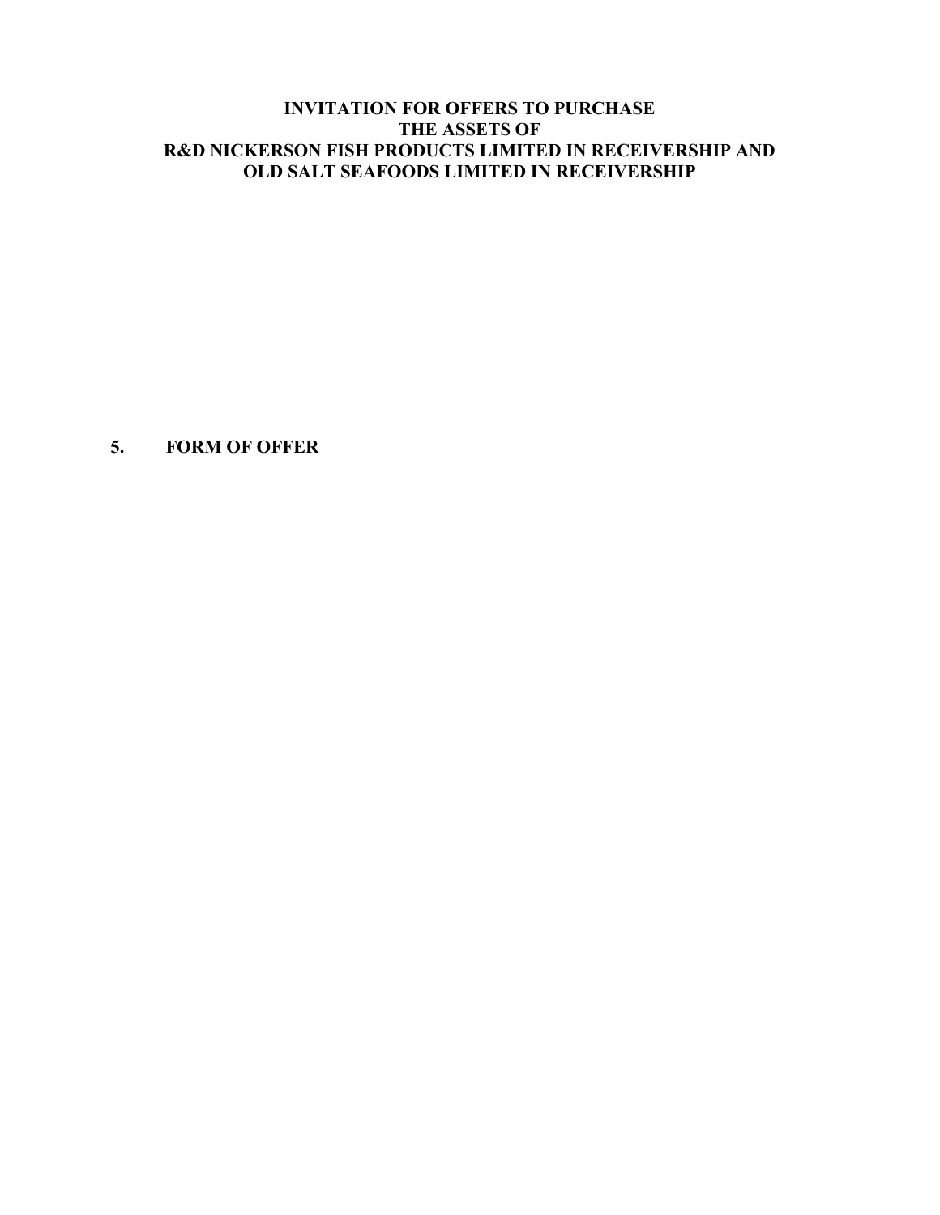**INVITATION FOR OFFERS TO PURCHASE**
**THE ASSETS OF**
**R&D NICKERSON FISH PRODUCTS LIMITED IN RECEIVERSHIP AND**
**OLD SALT SEAFOODS LIMITED IN RECEIVERSHIP**

## 5. FORM OF OFFER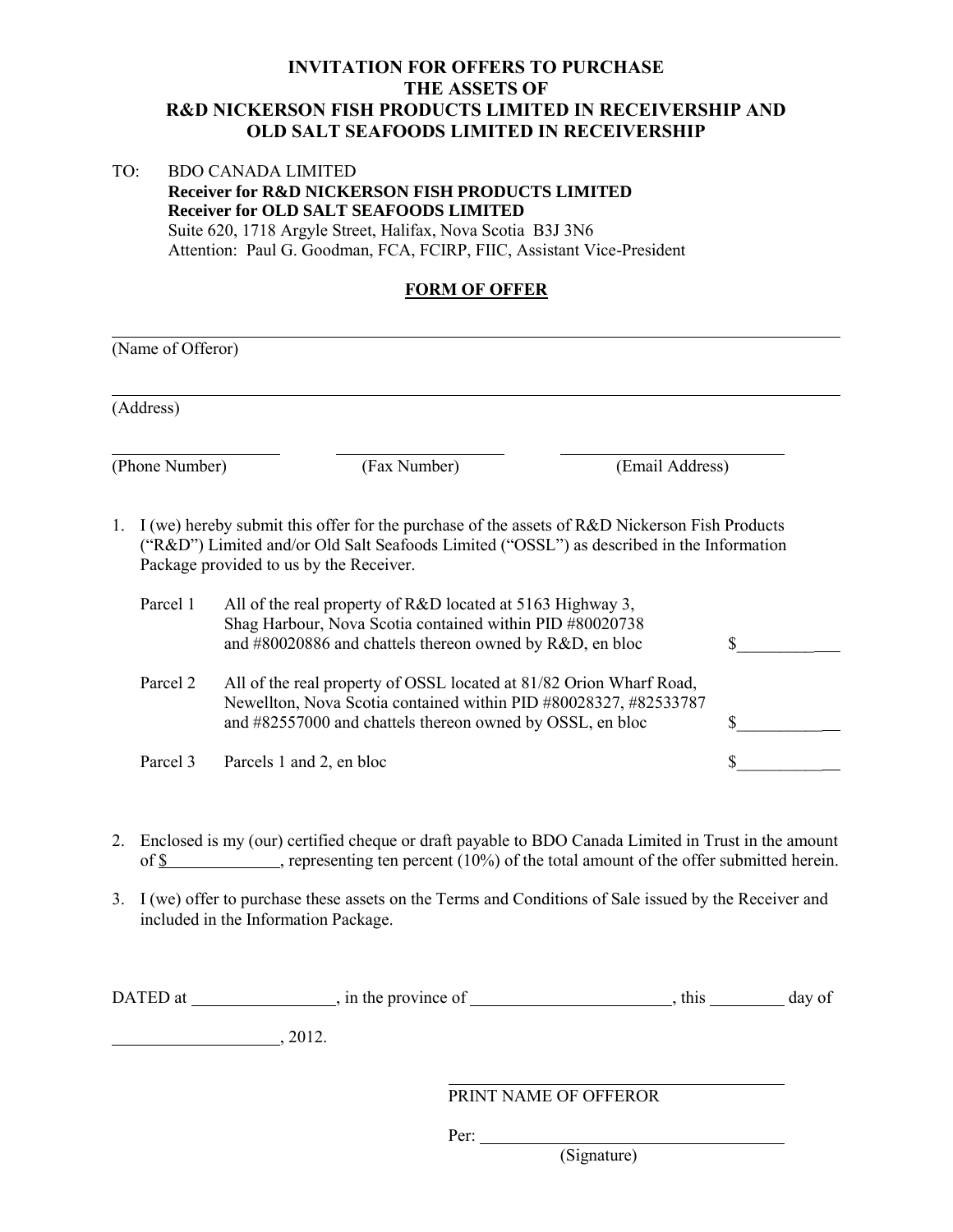# INVITATION FOR OFFERS TO PURCHASE
# THE ASSETS OF
# R&D NICKERSON FISH PRODUCTS LIMITED IN RECEIVERSHIP AND
# OLD SALT SEAFOODS LIMITED IN RECEIVERSHIP

TO: BDO CANADA LIMITED
**Receiver for R&D NICKERSON FISH PRODUCTS LIMITED**
**Receiver for OLD SALT SEAFOODS LIMITED**
Suite 620, 1718 Argyle Street, Halifax, Nova Scotia B3J 3N6
Attention: Paul G. Goodman, FCA, FCIRP, FIIC, Assistant Vice-President

## FORM OF OFFER

______________________________________________________________________
(Name of Offeror)

______________________________________________________________________
(Address)

____________________ ____________________ ____________________
(Phone Number) (Fax Number) (Email Address)

1. I (we) hereby submit this offer for the purchase of the assets of R&D Nickerson Fish Products ("R&D") Limited and/or Old Salt Seafoods Limited ("OSSL") as described in the Information Package provided to us by the Receiver.

| | | |
|---|---|---|
| Parcel 1 | All of the real property of R&D located at 5163 Highway 3, Shag Harbour, Nova Scotia contained within PID #80020738 and #80020886 and chattels thereon owned by R&D, en bloc | $____________ |
| Parcel 2 | All of the real property of OSSL located at 81/82 Orion Wharf Road, Newellton, Nova Scotia contained within PID #80028327, #82533787 and #82557000 and chattels thereon owned by OSSL, en bloc | $____________ |
| Parcel 3 | Parcels 1 and 2, en bloc | $____________ |

2. Enclosed is my (our) certified cheque or draft payable to BDO Canada Limited in Trust in the amount of $____________, representing ten percent (10%) of the total amount of the offer submitted herein.

3. I (we) offer to purchase these assets on the Terms and Conditions of Sale issued by the Receiver and included in the Information Package.

DATED at ________________, in the province of ______________________, this ________ day of ________________, 2012.

______________________________
PRINT NAME OF OFFEROR

Per: ______________________________
(Signature)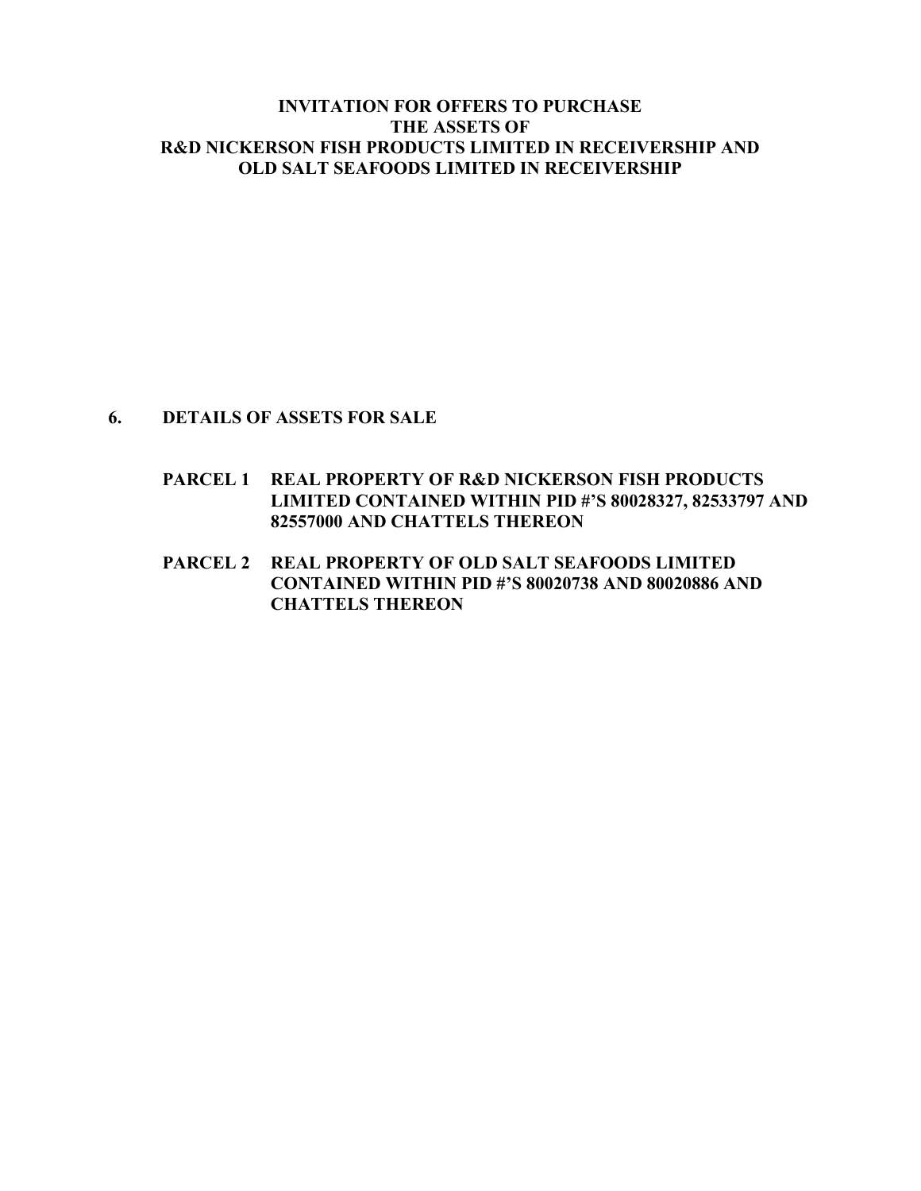**INVITATION FOR OFFERS TO PURCHASE**
**THE ASSETS OF**
**R&D NICKERSON FISH PRODUCTS LIMITED IN RECEIVERSHIP AND**
**OLD SALT SEAFOODS LIMITED IN RECEIVERSHIP**

## 6. DETAILS OF ASSETS FOR SALE

**PARCEL 1 REAL PROPERTY OF R&D NICKERSON FISH PRODUCTS LIMITED CONTAINED WITHIN PID #'S 80028327, 82533797 AND 82557000 AND CHATTELS THEREON**

**PARCEL 2 REAL PROPERTY OF OLD SALT SEAFOODS LIMITED CONTAINED WITHIN PID #'S 80020738 AND 80020886 AND CHATTELS THEREON**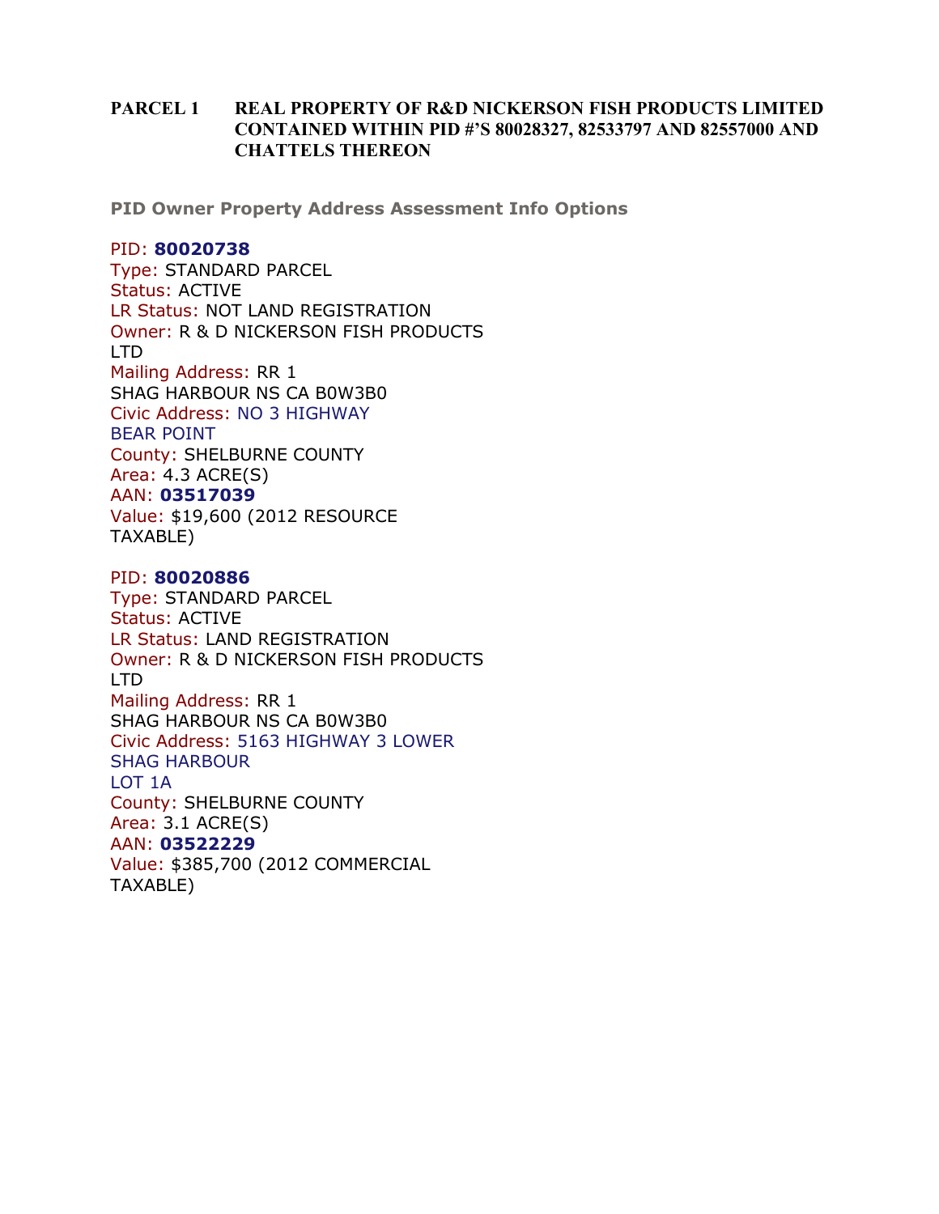**PARCEL 1 REAL PROPERTY OF R&D NICKERSON FISH PRODUCTS LIMITED CONTAINED WITHIN PID #'S 80028327, 82533797 AND 82557000 AND CHATTELS THEREON**

**PID Owner Property Address Assessment Info Options**

PID: **80020738**
Type: STANDARD PARCEL
Status: ACTIVE
LR Status: NOT LAND REGISTRATION
Owner: R & D NICKERSON FISH PRODUCTS LTD
Mailing Address: RR 1
SHAG HARBOUR NS CA B0W3B0
Civic Address: NO 3 HIGHWAY
BEAR POINT
County: SHELBURNE COUNTY
Area: 4.3 ACRE(S)
AAN: **03517039**
Value: $19,600 (2012 RESOURCE TAXABLE)

PID: **80020886**
Type: STANDARD PARCEL
Status: ACTIVE
LR Status: LAND REGISTRATION
Owner: R & D NICKERSON FISH PRODUCTS LTD
Mailing Address: RR 1
SHAG HARBOUR NS CA B0W3B0
Civic Address: 5163 HIGHWAY 3 LOWER SHAG HARBOUR
LOT 1A
County: SHELBURNE COUNTY
Area: 3.1 ACRE(S)
AAN: **03522229**
Value: $385,700 (2012 COMMERCIAL TAXABLE)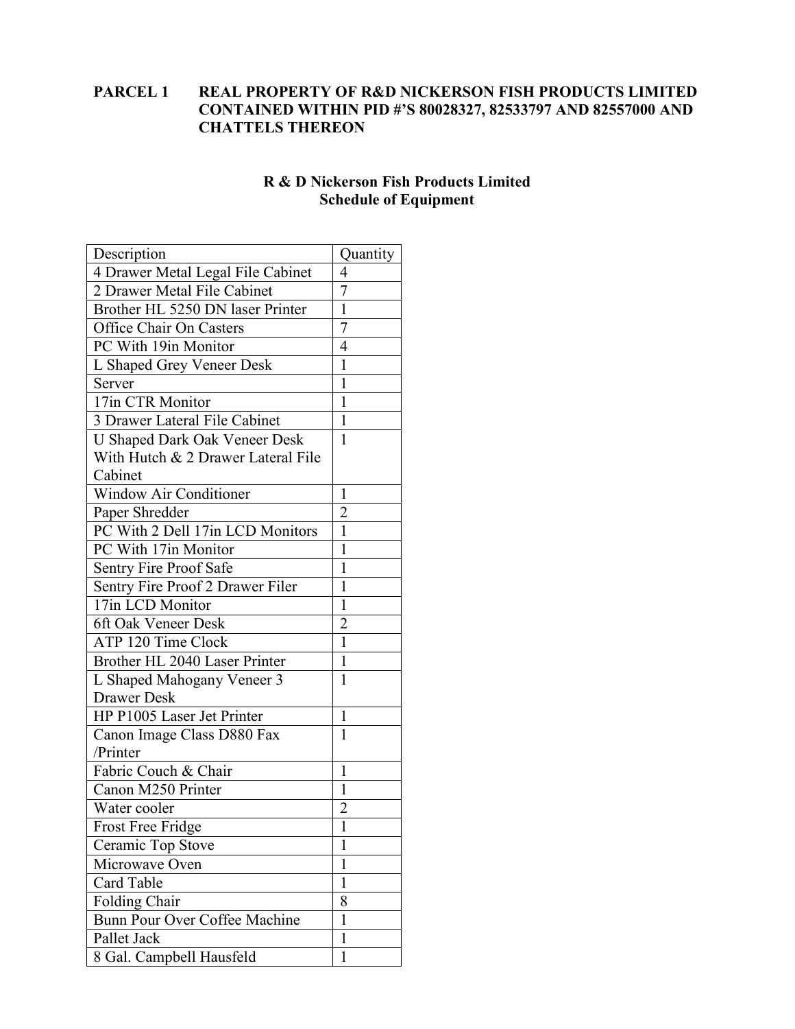**PARCEL 1 REAL PROPERTY OF R&D NICKERSON FISH PRODUCTS LIMITED CONTAINED WITHIN PID #'S 80028327, 82533797 AND 82557000 AND CHATTELS THEREON**

**R & D Nickerson Fish Products Limited**
**Schedule of Equipment**

| Description | Quantity |
|---|---|
| 4 Drawer Metal Legal File Cabinet | 4 |
| 2 Drawer Metal File Cabinet | 7 |
| Brother HL 5250 DN laser Printer | 1 |
| Office Chair On Casters | 7 |
| PC With 19in Monitor | 4 |
| L Shaped Grey Veneer Desk | 1 |
| Server | 1 |
| 17in CTR Monitor | 1 |
| 3 Drawer Lateral File Cabinet | 1 |
| U Shaped Dark Oak Veneer Desk With Hutch & 2 Drawer Lateral File Cabinet | 1 |
| Window Air Conditioner | 1 |
| Paper Shredder | 2 |
| PC With 2 Dell 17in LCD Monitors | 1 |
| PC With 17in Monitor | 1 |
| Sentry Fire Proof Safe | 1 |
| Sentry Fire Proof 2 Drawer Filer | 1 |
| 17in LCD Monitor | 1 |
| 6ft Oak Veneer Desk | 2 |
| ATP 120 Time Clock | 1 |
| Brother HL 2040 Laser Printer | 1 |
| L Shaped Mahogany Veneer 3 Drawer Desk | 1 |
| HP P1005 Laser Jet Printer | 1 |
| Canon Image Class D880 Fax /Printer | 1 |
| Fabric Couch & Chair | 1 |
| Canon M250 Printer | 1 |
| Water cooler | 2 |
| Frost Free Fridge | 1 |
| Ceramic Top Stove | 1 |
| Microwave Oven | 1 |
| Card Table | 1 |
| Folding Chair | 8 |
| Bunn Pour Over Coffee Machine | 1 |
| Pallet Jack | 1 |
| 8 Gal. Campbell Hausfeld | 1 |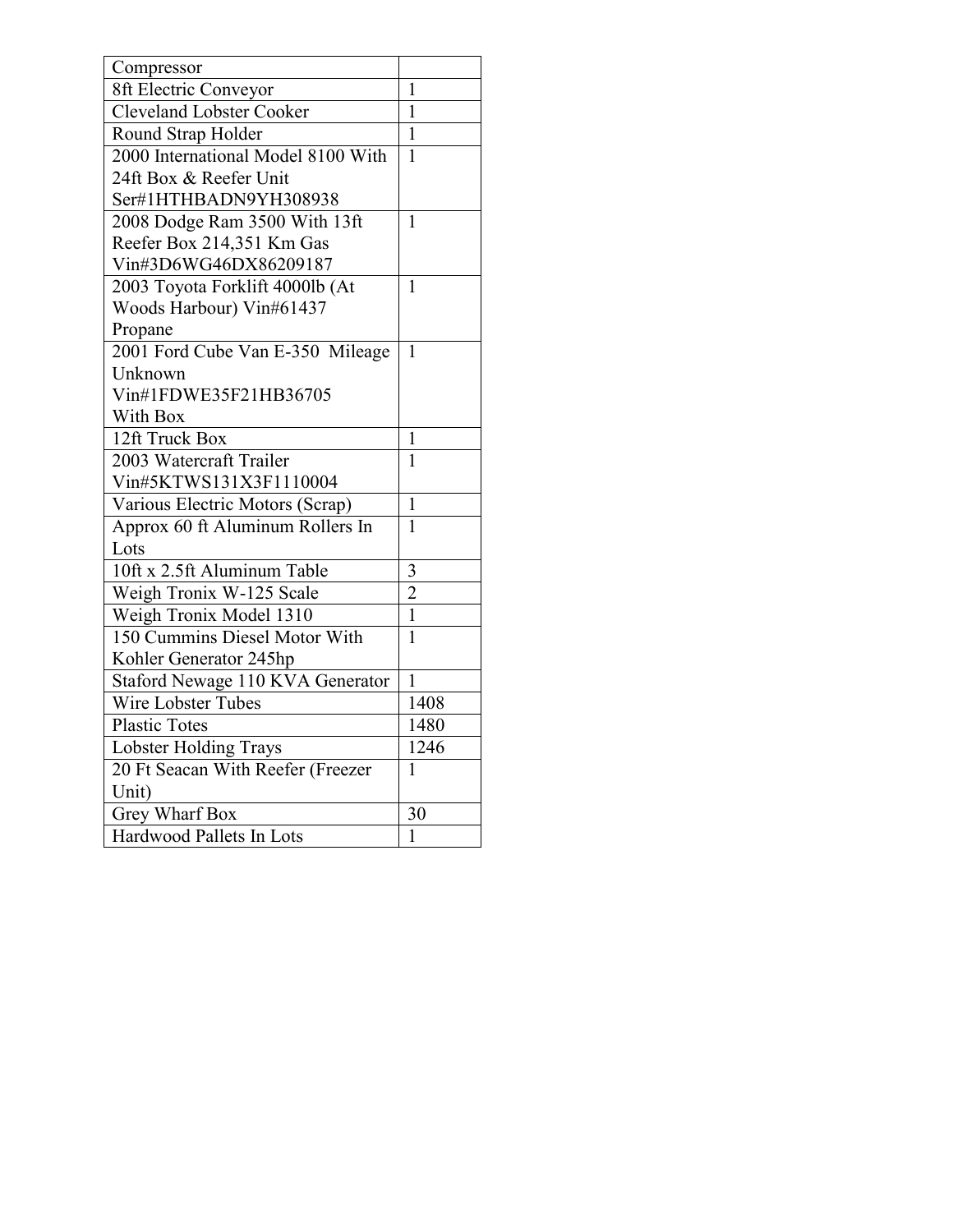| Compressor | |
|---|---|
| 8ft Electric Conveyor | 1 |
| Cleveland Lobster Cooker | 1 |
| Round Strap Holder | 1 |
| 2000 International Model 8100 With 24ft Box & Reefer Unit Ser#1HTHBADN9YH308938 | 1 |
| 2008 Dodge Ram 3500 With 13ft Reefer Box 214,351 Km Gas Vin#3D6WG46DX86209187 | 1 |
| 2003 Toyota Forklift 4000lb (At Woods Harbour) Vin#61437 Propane | 1 |
| 2001 Ford Cube Van E-350 Mileage Unknown Vin#1FDWE35F21HB36705 With Box | 1 |
| 12ft Truck Box | 1 |
| 2003 Watercraft Trailer Vin#5KTWS131X3F1110004 | 1 |
| Various Electric Motors (Scrap) | 1 |
| Approx 60 ft Aluminum Rollers In Lots | 1 |
| 10ft x 2.5ft Aluminum Table | 3 |
| Weigh Tronix W-125 Scale | 2 |
| Weigh Tronix Model 1310 | 1 |
| 150 Cummins Diesel Motor With Kohler Generator 245hp | 1 |
| Staford Newage 110 KVA Generator | 1 |
| Wire Lobster Tubes | 1408 |
| Plastic Totes | 1480 |
| Lobster Holding Trays | 1246 |
| 20 Ft Seacan With Reefer (Freezer Unit) | 1 |
| Grey Wharf Box | 30 |
| Hardwood Pallets In Lots | 1 |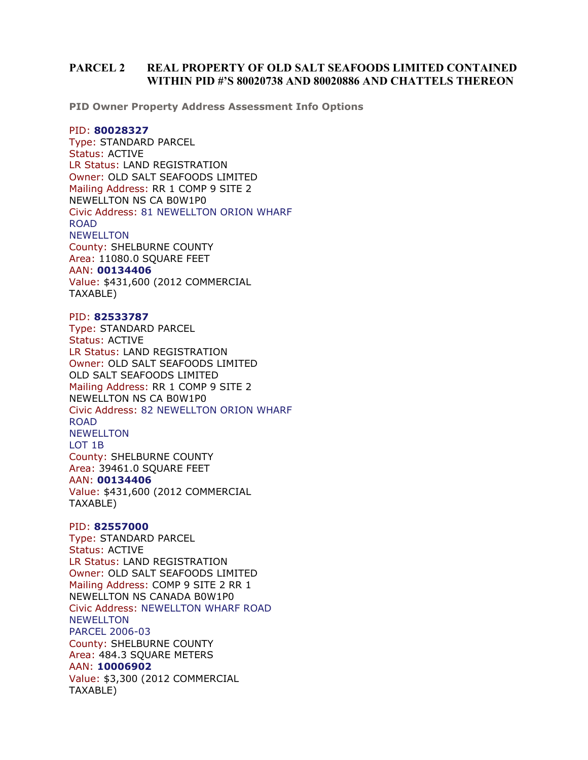## PARCEL 2 REAL PROPERTY OF OLD SALT SEAFOODS LIMITED CONTAINED WITHIN PID #'S 80020738 AND 80020886 AND CHATTELS THEREON

**PID Owner Property Address Assessment Info Options**

PID: **80028327**
Type: STANDARD PARCEL
Status: ACTIVE
LR Status: LAND REGISTRATION
Owner: OLD SALT SEAFOODS LIMITED
Mailing Address: RR 1 COMP 9 SITE 2
NEWELLTON NS CA B0W1P0
Civic Address: 81 NEWELLTON ORION WHARF ROAD
NEWELLTON
County: SHELBURNE COUNTY
Area: 11080.0 SQUARE FEET
AAN: **00134406**
Value: $431,600 (2012 COMMERCIAL TAXABLE)

PID: **82533787**
Type: STANDARD PARCEL
Status: ACTIVE
LR Status: LAND REGISTRATION
Owner: OLD SALT SEAFOODS LIMITED
OLD SALT SEAFOODS LIMITED
Mailing Address: RR 1 COMP 9 SITE 2
NEWELLTON NS CA B0W1P0
Civic Address: 82 NEWELLTON ORION WHARF ROAD
NEWELLTON
LOT 1B
County: SHELBURNE COUNTY
Area: 39461.0 SQUARE FEET
AAN: **00134406**
Value: $431,600 (2012 COMMERCIAL TAXABLE)

PID: **82557000**
Type: STANDARD PARCEL
Status: ACTIVE
LR Status: LAND REGISTRATION
Owner: OLD SALT SEAFOODS LIMITED
Mailing Address: COMP 9 SITE 2 RR 1
NEWELLTON NS CANADA B0W1P0
Civic Address: NEWELLTON WHARF ROAD
NEWELLTON
PARCEL 2006-03
County: SHELBURNE COUNTY
Area: 484.3 SQUARE METERS
AAN: **10006902**
Value: $3,300 (2012 COMMERCIAL TAXABLE)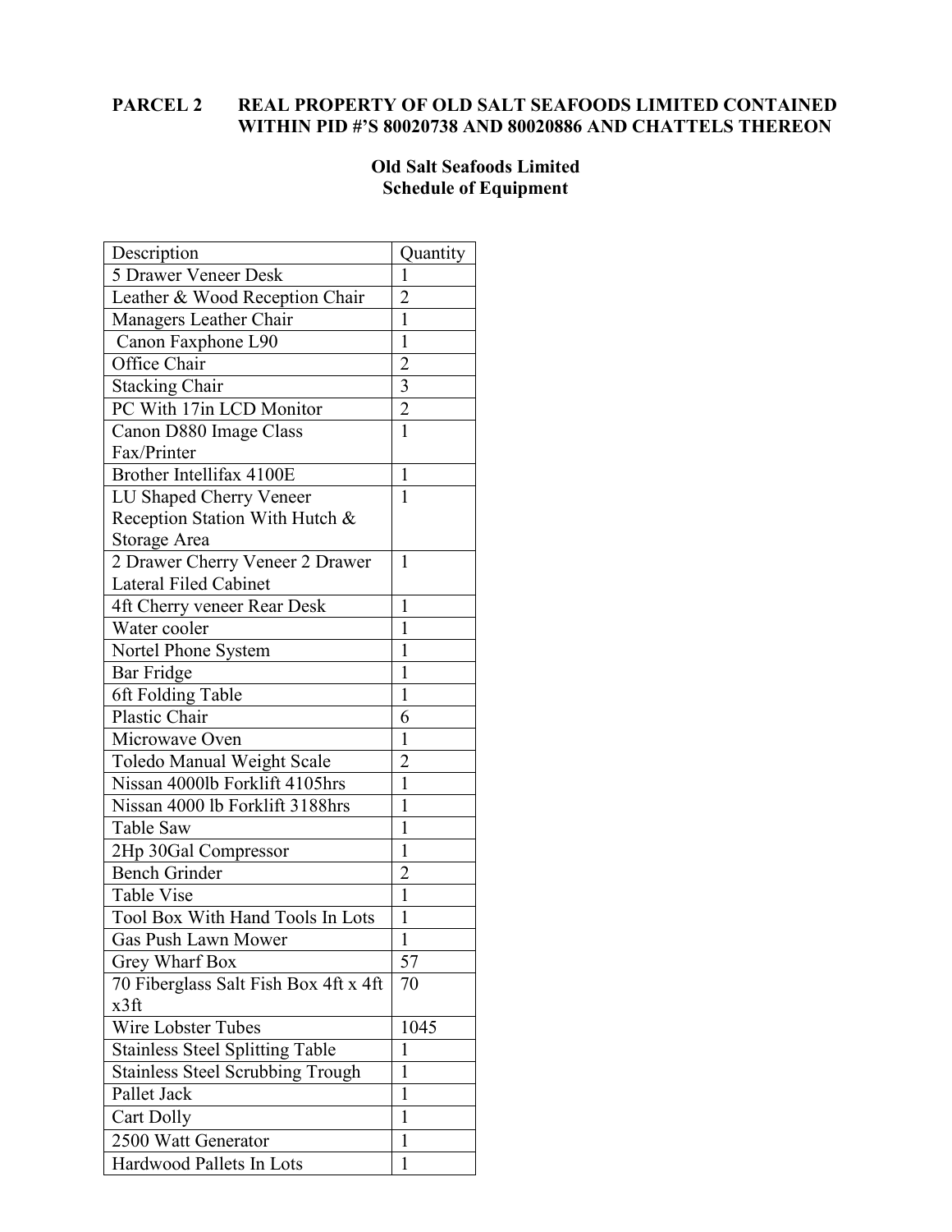**PARCEL 2 REAL PROPERTY OF OLD SALT SEAFOODS LIMITED CONTAINED WITHIN PID #'S 80020738 AND 80020886 AND CHATTELS THEREON**

**Old Salt Seafoods Limited**
**Schedule of Equipment**

| Description | Quantity |
|---|---|
| 5 Drawer Veneer Desk | 1 |
| Leather & Wood Reception Chair | 2 |
| Managers Leather Chair | 1 |
| Canon Faxphone L90 | 1 |
| Office Chair | 2 |
| Stacking Chair | 3 |
| PC With 17in LCD Monitor | 2 |
| Canon D880 Image Class Fax/Printer | 1 |
| Brother Intellifax 4100E | 1 |
| LU Shaped Cherry Veneer Reception Station With Hutch & Storage Area | 1 |
| 2 Drawer Cherry Veneer 2 Drawer Lateral Filed Cabinet | 1 |
| 4ft Cherry veneer Rear Desk | 1 |
| Water cooler | 1 |
| Nortel Phone System | 1 |
| Bar Fridge | 1 |
| 6ft Folding Table | 1 |
| Plastic Chair | 6 |
| Microwave Oven | 1 |
| Toledo Manual Weight Scale | 2 |
| Nissan 4000lb Forklift 4105hrs | 1 |
| Nissan 4000 lb Forklift 3188hrs | 1 |
| Table Saw | 1 |
| 2Hp 30Gal Compressor | 1 |
| Bench Grinder | 2 |
| Table Vise | 1 |
| Tool Box With Hand Tools In Lots | 1 |
| Gas Push Lawn Mower | 1 |
| Grey Wharf Box | 57 |
| 70 Fiberglass Salt Fish Box 4ft x 4ft x3ft | 70 |
| Wire Lobster Tubes | 1045 |
| Stainless Steel Splitting Table | 1 |
| Stainless Steel Scrubbing Trough | 1 |
| Pallet Jack | 1 |
| Cart Dolly | 1 |
| 2500 Watt Generator | 1 |
| Hardwood Pallets In Lots | 1 |